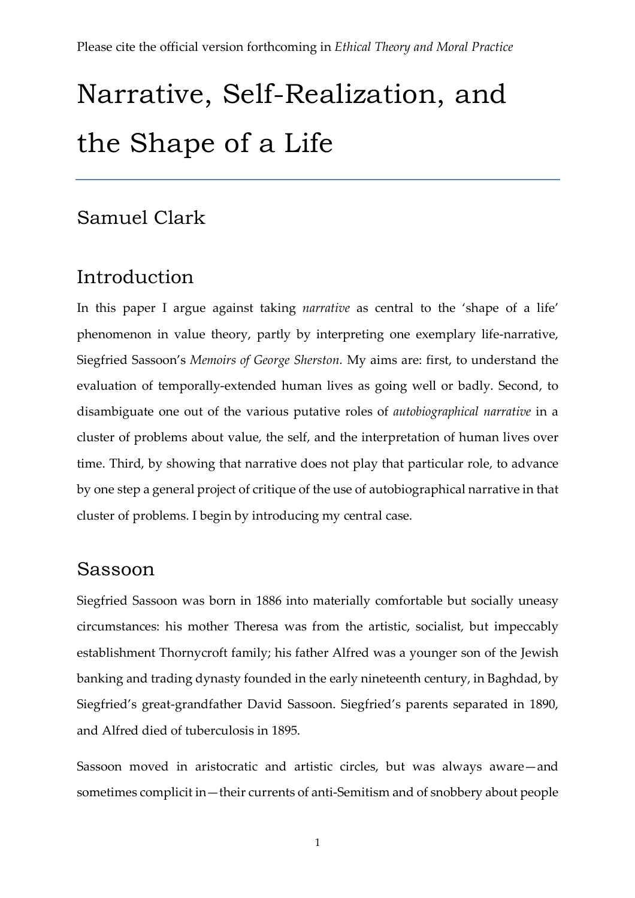Please cite the official version forthcoming in *Ethical Theory and Moral Practice*

# Narrative, Self-Realization, and the Shape of a Life

Samuel Clark

## Introduction

In this paper I argue against taking *narrative* as central to the 'shape of a life' phenomenon in value theory, partly by interpreting one exemplary life-narrative, Siegfried Sassoon's *Memoirs of George Sherston.* My aims are: first, to understand the evaluation of temporally-extended human lives as going well or badly. Second, to disambiguate one out of the various putative roles of *autobiographical narrative* in a cluster of problems about value, the self, and the interpretation of human lives over time. Third, by showing that narrative does not play that particular role, to advance by one step a general project of critique of the use of autobiographical narrative in that cluster of problems. I begin by introducing my central case.

## Sassoon

Siegfried Sassoon was born in 1886 into materially comfortable but socially uneasy circumstances: his mother Theresa was from the artistic, socialist, but impeccably establishment Thornycroft family; his father Alfred was a younger son of the Jewish banking and trading dynasty founded in the early nineteenth century, in Baghdad, by Siegfried's great-grandfather David Sassoon. Siegfried's parents separated in 1890, and Alfred died of tuberculosis in 1895.

Sassoon moved in aristocratic and artistic circles, but was always aware—and sometimes complicit in—their currents of anti-Semitism and of snobbery about people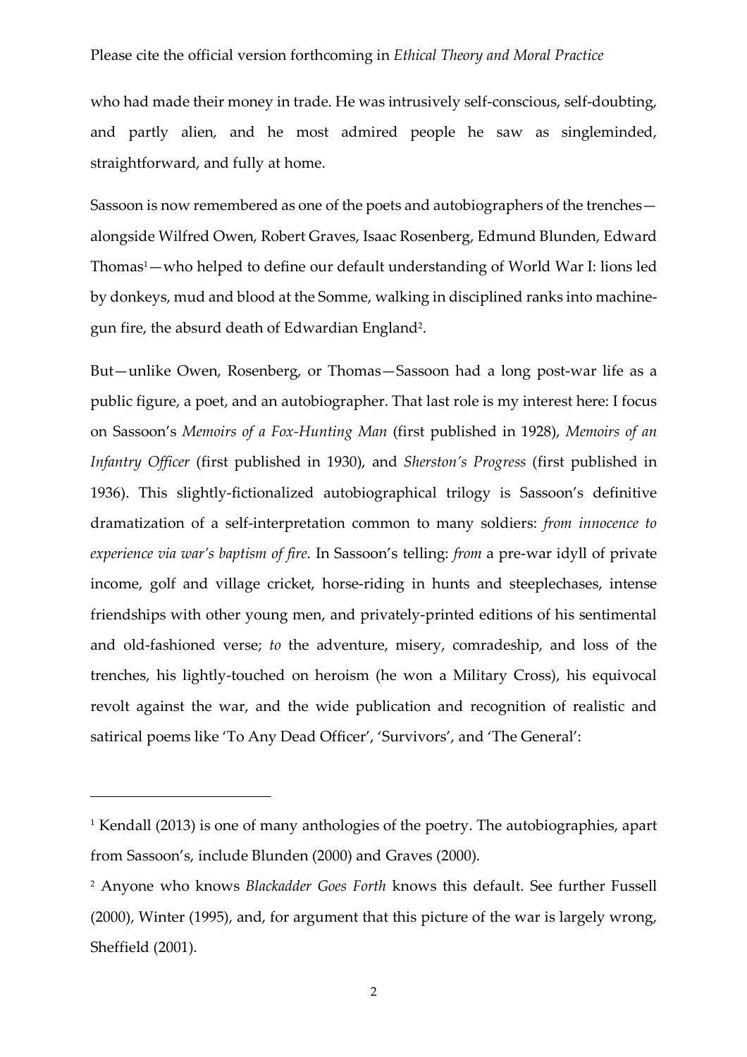who had made their money in trade. He was intrusively self-conscious, self-doubting, and partly alien, and he most admired people he saw as singleminded, straightforward, and fully at home.

Sassoon is now remembered as one of the poets and autobiographers of the trenches—alongside Wilfred Owen, Robert Graves, Isaac Rosenberg, Edmund Blunden, Edward Thomas[1]—who helped to define our default understanding of World War I: lions led by donkeys, mud and blood at the Somme, walking in disciplined ranks into machine-gun fire, the absurd death of Edwardian England[2].

But—unlike Owen, Rosenberg, or Thomas—Sassoon had a long post-war life as a public figure, a poet, and an autobiographer. That last role is my interest here: I focus on Sassoon's *Memoirs of a Fox-Hunting Man* (first published in 1928), *Memoirs of an Infantry Officer* (first published in 1930), and *Sherston's Progress* (first published in 1936). This slightly-fictionalized autobiographical trilogy is Sassoon's definitive dramatization of a self-interpretation common to many soldiers: *from innocence to experience via war's baptism of fire*. In Sassoon's telling: *from* a pre-war idyll of private income, golf and village cricket, horse-riding in hunts and steeplechases, intense friendships with other young men, and privately-printed editions of his sentimental and old-fashioned verse; *to* the adventure, misery, comradeship, and loss of the trenches, his lightly-touched on heroism (he won a Military Cross), his equivocal revolt against the war, and the wide publication and recognition of realistic and satirical poems like 'To Any Dead Officer', 'Survivors', and 'The General':

---

[1] Kendall (2013) is one of many anthologies of the poetry. The autobiographies, apart from Sassoon's, include Blunden (2000) and Graves (2000).

[2] Anyone who knows *Blackadder Goes Forth* knows this default. See further Fussell (2000), Winter (1995), and, for argument that this picture of the war is largely wrong, Sheffield (2001).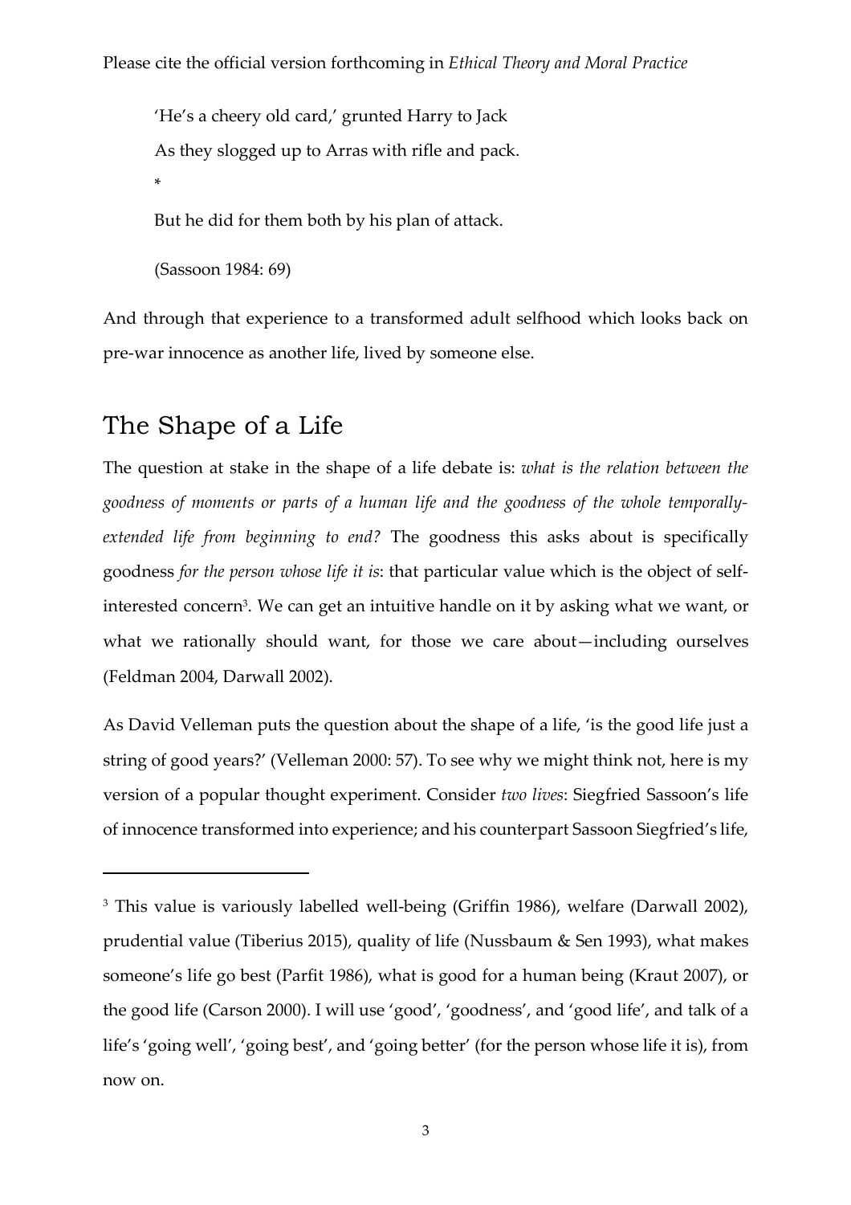'He's a cheery old card,' grunted Harry to Jack

As they slogged up to Arras with rifle and pack.

*

But he did for them both by his plan of attack.

(Sassoon 1984: 69)

And through that experience to a transformed adult selfhood which looks back on pre-war innocence as another life, lived by someone else.

## The Shape of a Life

The question at stake in the shape of a life debate is: *what is the relation between the goodness of moments or parts of a human life and the goodness of the whole temporally-extended life from beginning to end?* The goodness this asks about is specifically goodness *for the person whose life it is*: that particular value which is the object of self-interested concern[3]. We can get an intuitive handle on it by asking what we want, or what we rationally should want, for those we care about—including ourselves (Feldman 2004, Darwall 2002).

As David Velleman puts the question about the shape of a life, 'is the good life just a string of good years?' (Velleman 2000: 57). To see why we might think not, here is my version of a popular thought experiment. Consider *two lives*: Siegfried Sassoon's life of innocence transformed into experience; and his counterpart Sassoon Siegfried's life,

---

[3] This value is variously labelled well-being (Griffin 1986), welfare (Darwall 2002), prudential value (Tiberius 2015), quality of life (Nussbaum & Sen 1993), what makes someone's life go best (Parfit 1986), what is good for a human being (Kraut 2007), or the good life (Carson 2000). I will use 'good', 'goodness', and 'good life', and talk of a life's 'going well', 'going best', and 'going better' (for the person whose life it is), from now on.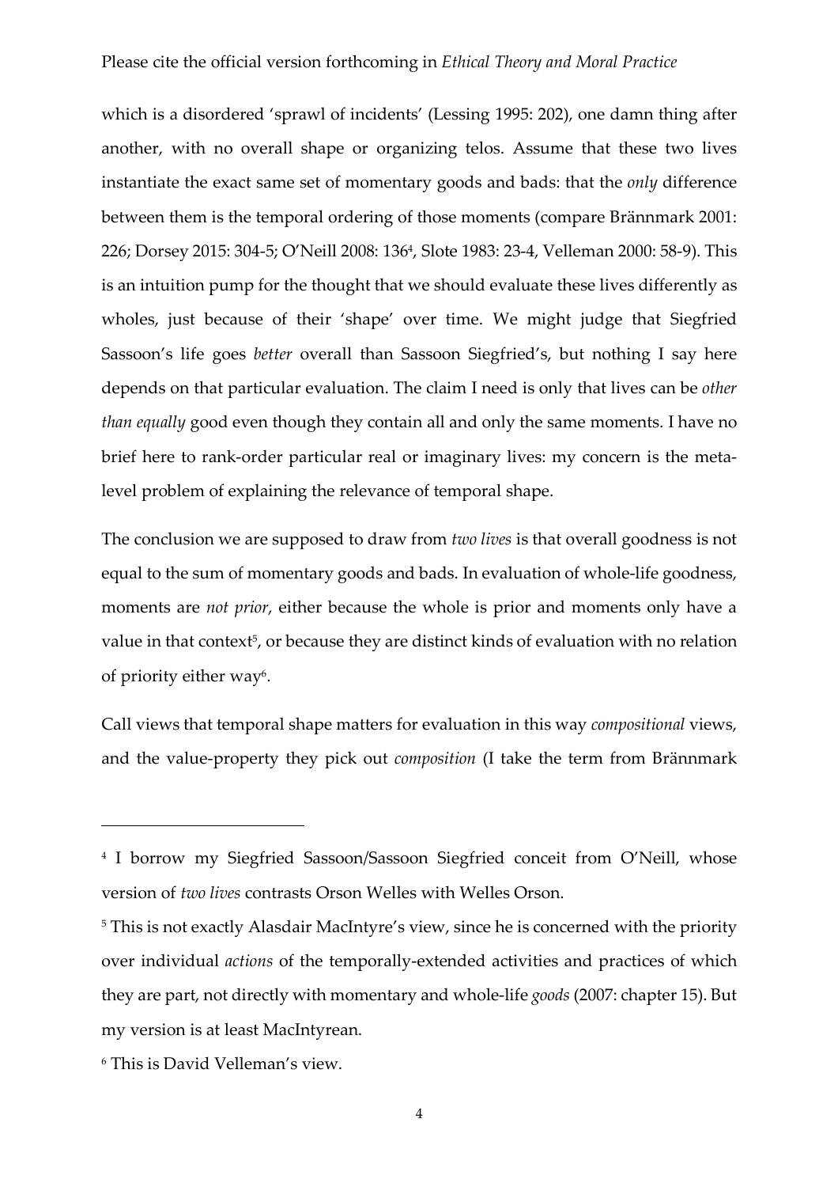which is a disordered 'sprawl of incidents' (Lessing 1995: 202), one damn thing after another, with no overall shape or organizing telos. Assume that these two lives instantiate the exact same set of momentary goods and bads: that the *only* difference between them is the temporal ordering of those moments (compare Brännmark 2001: 226; Dorsey 2015: 304-5; O'Neill 2008: 136[4], Slote 1983: 23-4, Velleman 2000: 58-9). This is an intuition pump for the thought that we should evaluate these lives differently as wholes, just because of their 'shape' over time. We might judge that Siegfried Sassoon's life goes *better* overall than Sassoon Siegfried's, but nothing I say here depends on that particular evaluation. The claim I need is only that lives can be *other than equally* good even though they contain all and only the same moments. I have no brief here to rank-order particular real or imaginary lives: my concern is the meta-level problem of explaining the relevance of temporal shape.

The conclusion we are supposed to draw from *two lives* is that overall goodness is not equal to the sum of momentary goods and bads. In evaluation of whole-life goodness, moments are *not prior*, either because the whole is prior and moments only have a value in that context[5], or because they are distinct kinds of evaluation with no relation of priority either way[6].

Call views that temporal shape matters for evaluation in this way *compositional* views, and the value-property they pick out *composition* (I take the term from Brännmark

---

[4] I borrow my Siegfried Sassoon/Sassoon Siegfried conceit from O'Neill, whose version of *two lives* contrasts Orson Welles with Welles Orson.

[5] This is not exactly Alasdair MacIntyre's view, since he is concerned with the priority over individual *actions* of the temporally-extended activities and practices of which they are part, not directly with momentary and whole-life *goods* (2007: chapter 15). But my version is at least MacIntyrean.

[6] This is David Velleman's view.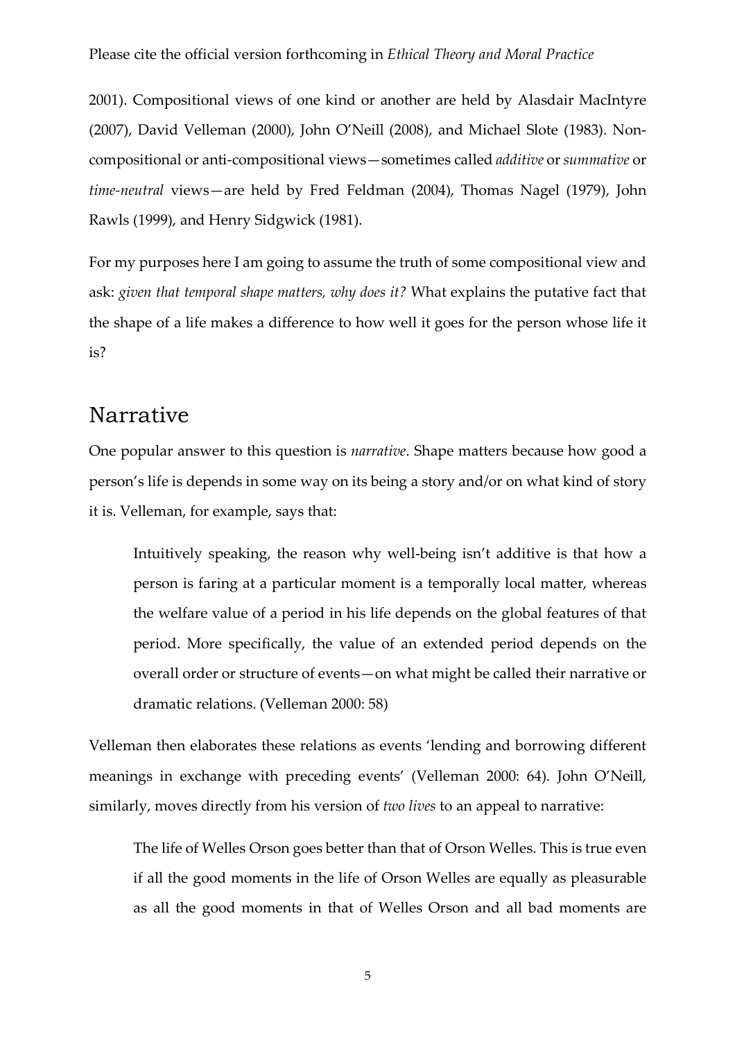2001). Compositional views of one kind or another are held by Alasdair MacIntyre (2007), David Velleman (2000), John O'Neill (2008), and Michael Slote (1983). Non-compositional or anti-compositional views—sometimes called *additive* or *summative* or *time-neutral* views—are held by Fred Feldman (2004), Thomas Nagel (1979), John Rawls (1999), and Henry Sidgwick (1981).

For my purposes here I am going to assume the truth of some compositional view and ask: *given that temporal shape matters, why does it?* What explains the putative fact that the shape of a life makes a difference to how well it goes for the person whose life it is?

## Narrative

One popular answer to this question is *narrative*. Shape matters because how good a person's life is depends in some way on its being a story and/or on what kind of story it is. Velleman, for example, says that:

> Intuitively speaking, the reason why well-being isn't additive is that how a person is faring at a particular moment is a temporally local matter, whereas the welfare value of a period in his life depends on the global features of that period. More specifically, the value of an extended period depends on the overall order or structure of events—on what might be called their narrative or dramatic relations. (Velleman 2000: 58)

Velleman then elaborates these relations as events 'lending and borrowing different meanings in exchange with preceding events' (Velleman 2000: 64). John O'Neill, similarly, moves directly from his version of *two lives* to an appeal to narrative:

> The life of Welles Orson goes better than that of Orson Welles. This is true even if all the good moments in the life of Orson Welles are equally as pleasurable as all the good moments in that of Welles Orson and all bad moments are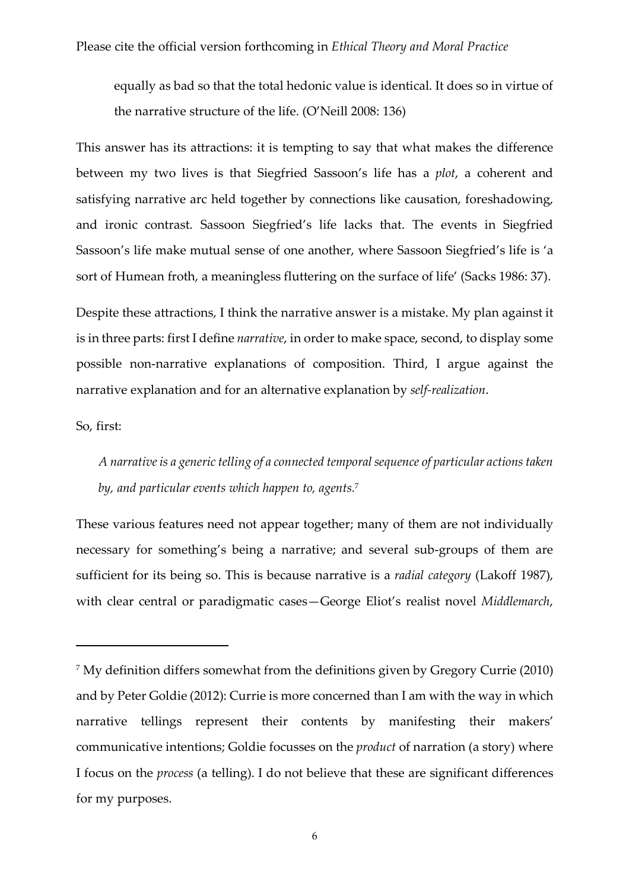equally as bad so that the total hedonic value is identical. It does so in virtue of the narrative structure of the life. (O'Neill 2008: 136)

This answer has its attractions: it is tempting to say that what makes the difference between my two lives is that Siegfried Sassoon's life has a *plot*, a coherent and satisfying narrative arc held together by connections like causation, foreshadowing, and ironic contrast. Sassoon Siegfried's life lacks that. The events in Siegfried Sassoon's life make mutual sense of one another, where Sassoon Siegfried's life is 'a sort of Humean froth, a meaningless fluttering on the surface of life' (Sacks 1986: 37).

Despite these attractions, I think the narrative answer is a mistake. My plan against it is in three parts: first I define *narrative*, in order to make space, second, to display some possible non-narrative explanations of composition. Third, I argue against the narrative explanation and for an alternative explanation by *self-realization*.

So, first:

*A narrative is a generic telling of a connected temporal sequence of particular actions taken by, and particular events which happen to, agents.*[7]

These various features need not appear together; many of them are not individually necessary for something's being a narrative; and several sub-groups of them are sufficient for its being so. This is because narrative is a *radial category* (Lakoff 1987), with clear central or paradigmatic cases—George Eliot's realist novel *Middlemarch*,

---

[7] My definition differs somewhat from the definitions given by Gregory Currie (2010) and by Peter Goldie (2012): Currie is more concerned than I am with the way in which narrative tellings represent their contents by manifesting their makers' communicative intentions; Goldie focusses on the *product* of narration (a story) where I focus on the *process* (a telling). I do not believe that these are significant differences for my purposes.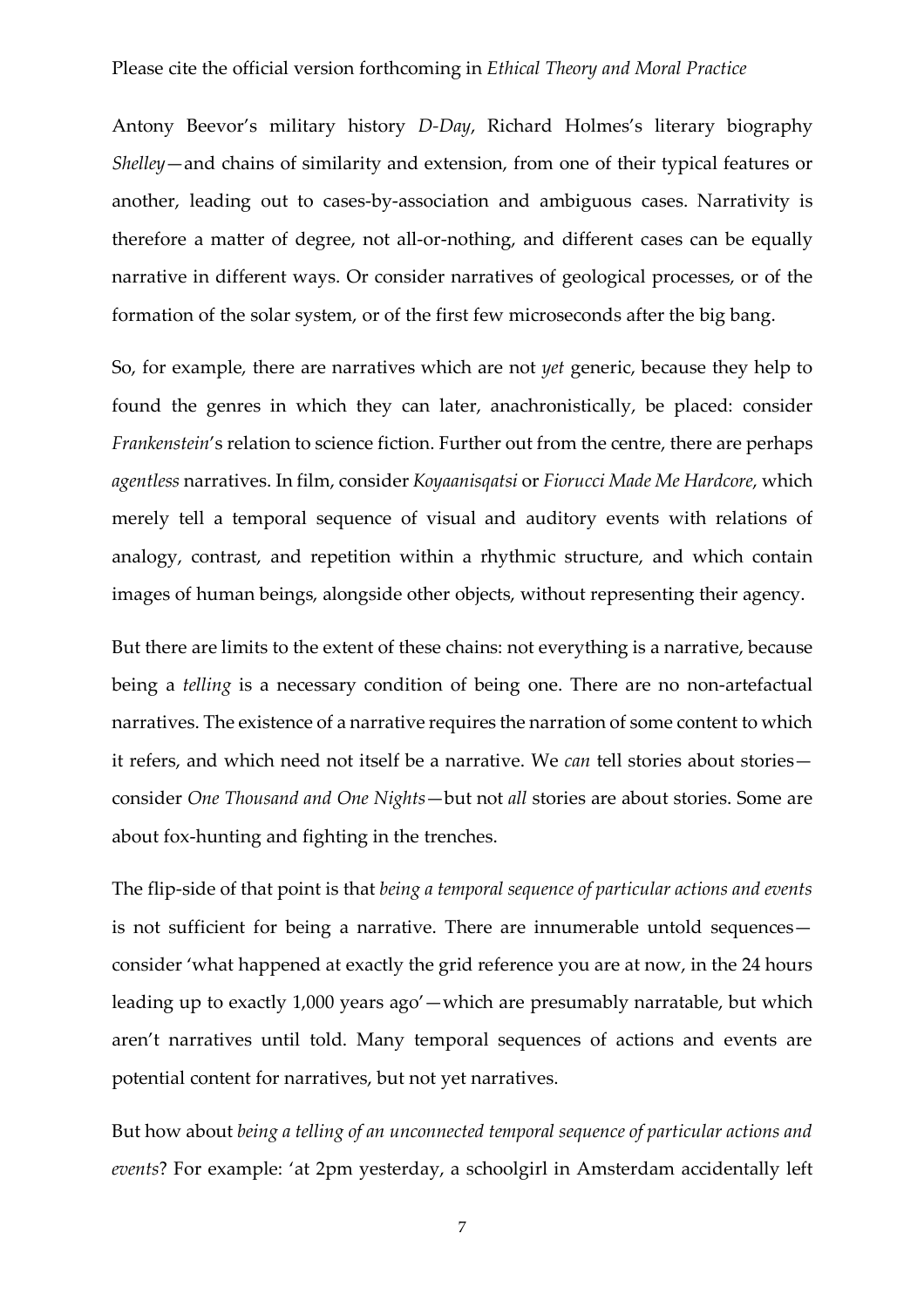Antony Beevor's military history *D-Day*, Richard Holmes's literary biography *Shelley*—and chains of similarity and extension, from one of their typical features or another, leading out to cases-by-association and ambiguous cases. Narrativity is therefore a matter of degree, not all-or-nothing, and different cases can be equally narrative in different ways. Or consider narratives of geological processes, or of the formation of the solar system, or of the first few microseconds after the big bang.

So, for example, there are narratives which are not *yet* generic, because they help to found the genres in which they can later, anachronistically, be placed: consider *Frankenstein*'s relation to science fiction. Further out from the centre, there are perhaps *agentless* narratives. In film, consider *Koyaanisqatsi* or *Fiorucci Made Me Hardcore*, which merely tell a temporal sequence of visual and auditory events with relations of analogy, contrast, and repetition within a rhythmic structure, and which contain images of human beings, alongside other objects, without representing their agency.

But there are limits to the extent of these chains: not everything is a narrative, because being a *telling* is a necessary condition of being one. There are no non-artefactual narratives. The existence of a narrative requires the narration of some content to which it refers, and which need not itself be a narrative. We *can* tell stories about stories—consider *One Thousand and One Nights*—but not *all* stories are about stories. Some are about fox-hunting and fighting in the trenches.

The flip-side of that point is that *being a temporal sequence of particular actions and events* is not sufficient for being a narrative. There are innumerable untold sequences—consider 'what happened at exactly the grid reference you are at now, in the 24 hours leading up to exactly 1,000 years ago'—which are presumably narratable, but which aren't narratives until told. Many temporal sequences of actions and events are potential content for narratives, but not yet narratives.

But how about *being a telling of an unconnected temporal sequence of particular actions and events*? For example: 'at 2pm yesterday, a schoolgirl in Amsterdam accidentally left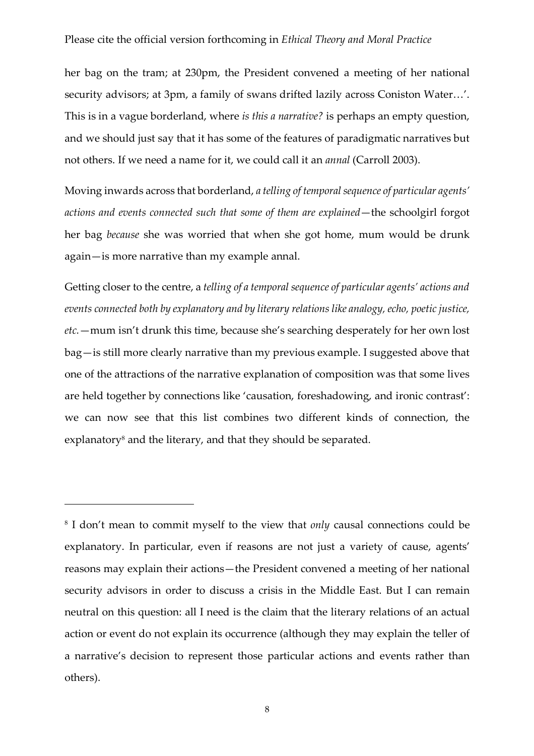her bag on the tram; at 230pm, the President convened a meeting of her national security advisors; at 3pm, a family of swans drifted lazily across Coniston Water…'. This is in a vague borderland, where *is this a narrative?* is perhaps an empty question, and we should just say that it has some of the features of paradigmatic narratives but not others. If we need a name for it, we could call it an *annal* (Carroll 2003).

Moving inwards across that borderland, *a telling of temporal sequence of particular agents' actions and events connected such that some of them are explained*—the schoolgirl forgot her bag *because* she was worried that when she got home, mum would be drunk again—is more narrative than my example annal.

Getting closer to the centre, a *telling of a temporal sequence of particular agents' actions and events connected both by explanatory and by literary relations like analogy, echo, poetic justice, etc.*—mum isn't drunk this time, because she's searching desperately for her own lost bag—is still more clearly narrative than my previous example. I suggested above that one of the attractions of the narrative explanation of composition was that some lives are held together by connections like 'causation, foreshadowing, and ironic contrast': we can now see that this list combines two different kinds of connection, the explanatory[8] and the literary, and that they should be separated.

---

[8] I don't mean to commit myself to the view that *only* causal connections could be explanatory. In particular, even if reasons are not just a variety of cause, agents' reasons may explain their actions—the President convened a meeting of her national security advisors in order to discuss a crisis in the Middle East. But I can remain neutral on this question: all I need is the claim that the literary relations of an actual action or event do not explain its occurrence (although they may explain the teller of a narrative's decision to represent those particular actions and events rather than others).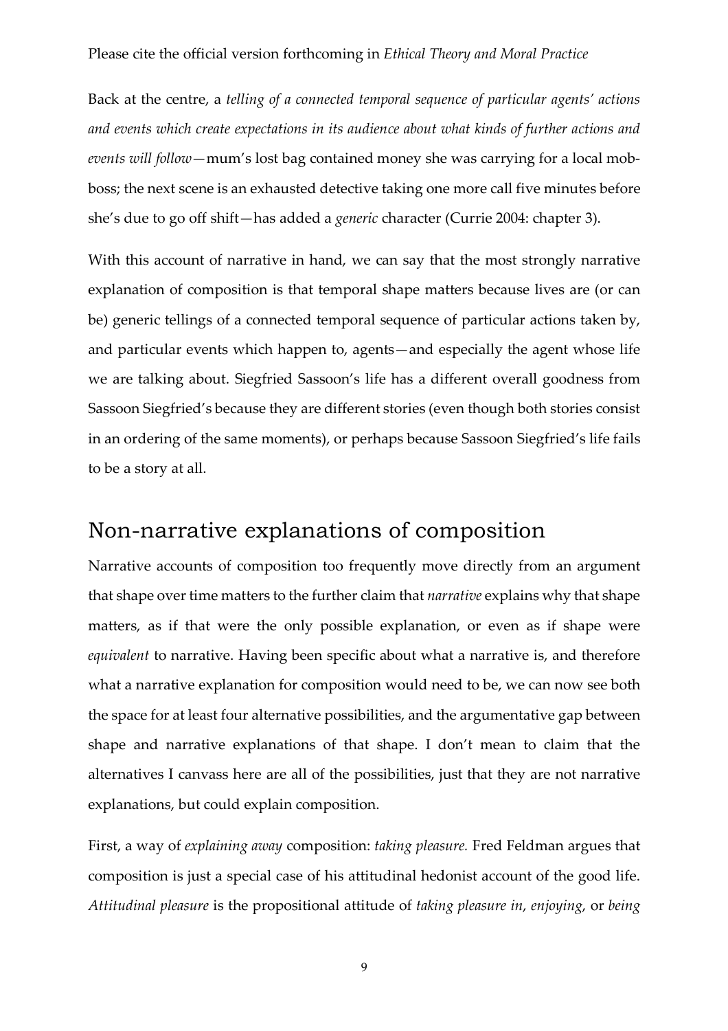Back at the centre, a *telling of a connected temporal sequence of particular agents' actions and events which create expectations in its audience about what kinds of further actions and events will follow*—mum's lost bag contained money she was carrying for a local mob-boss; the next scene is an exhausted detective taking one more call five minutes before she's due to go off shift—has added a *generic* character (Currie 2004: chapter 3).

With this account of narrative in hand, we can say that the most strongly narrative explanation of composition is that temporal shape matters because lives are (or can be) generic tellings of a connected temporal sequence of particular actions taken by, and particular events which happen to, agents—and especially the agent whose life we are talking about. Siegfried Sassoon's life has a different overall goodness from Sassoon Siegfried's because they are different stories (even though both stories consist in an ordering of the same moments), or perhaps because Sassoon Siegfried's life fails to be a story at all.

## Non-narrative explanations of composition

Narrative accounts of composition too frequently move directly from an argument that shape over time matters to the further claim that *narrative* explains why that shape matters, as if that were the only possible explanation, or even as if shape were *equivalent* to narrative. Having been specific about what a narrative is, and therefore what a narrative explanation for composition would need to be, we can now see both the space for at least four alternative possibilities, and the argumentative gap between shape and narrative explanations of that shape. I don't mean to claim that the alternatives I canvass here are all of the possibilities, just that they are not narrative explanations, but could explain composition.

First, a way of *explaining away* composition: *taking pleasure.* Fred Feldman argues that composition is just a special case of his attitudinal hedonist account of the good life. *Attitudinal pleasure* is the propositional attitude of *taking pleasure in*, *enjoying*, or *being*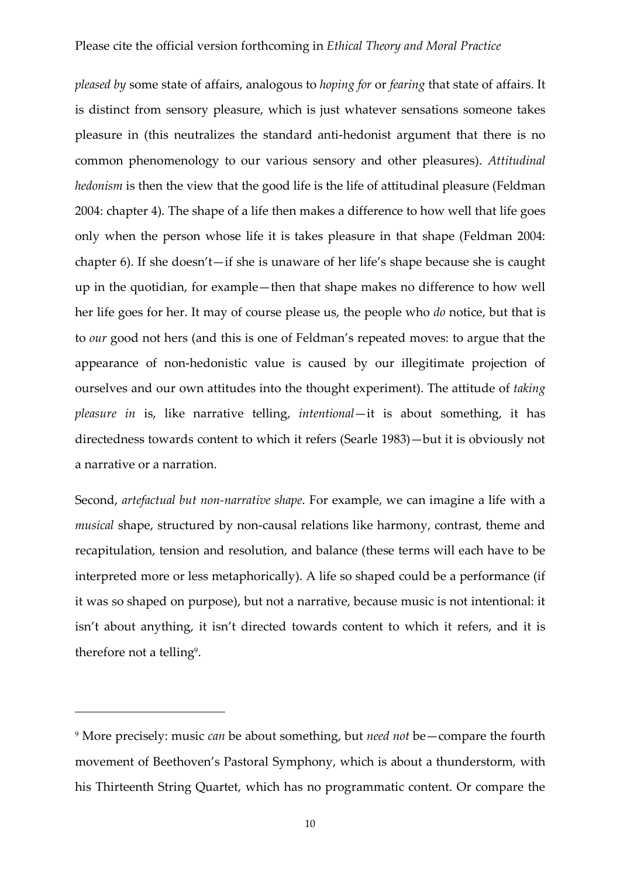*pleased by* some state of affairs, analogous to *hoping for* or *fearing* that state of affairs. It is distinct from sensory pleasure, which is just whatever sensations someone takes pleasure in (this neutralizes the standard anti-hedonist argument that there is no common phenomenology to our various sensory and other pleasures). *Attitudinal hedonism* is then the view that the good life is the life of attitudinal pleasure (Feldman 2004: chapter 4). The shape of a life then makes a difference to how well that life goes only when the person whose life it is takes pleasure in that shape (Feldman 2004: chapter 6). If she doesn't—if she is unaware of her life's shape because she is caught up in the quotidian, for example—then that shape makes no difference to how well her life goes for her. It may of course please us, the people who *do* notice, but that is to *our* good not hers (and this is one of Feldman's repeated moves: to argue that the appearance of non-hedonistic value is caused by our illegitimate projection of ourselves and our own attitudes into the thought experiment). The attitude of *taking pleasure in* is, like narrative telling, *intentional*—it is about something, it has directedness towards content to which it refers (Searle 1983)—but it is obviously not a narrative or a narration.

Second, *artefactual but non-narrative shape*. For example, we can imagine a life with a *musical* shape, structured by non-causal relations like harmony, contrast, theme and recapitulation, tension and resolution, and balance (these terms will each have to be interpreted more or less metaphorically). A life so shaped could be a performance (if it was so shaped on purpose), but not a narrative, because music is not intentional: it isn't about anything, it isn't directed towards content to which it refers, and it is therefore not a telling[9].

[9] More precisely: music *can* be about something, but *need not* be—compare the fourth movement of Beethoven's Pastoral Symphony, which is about a thunderstorm, with his Thirteenth String Quartet, which has no programmatic content. Or compare the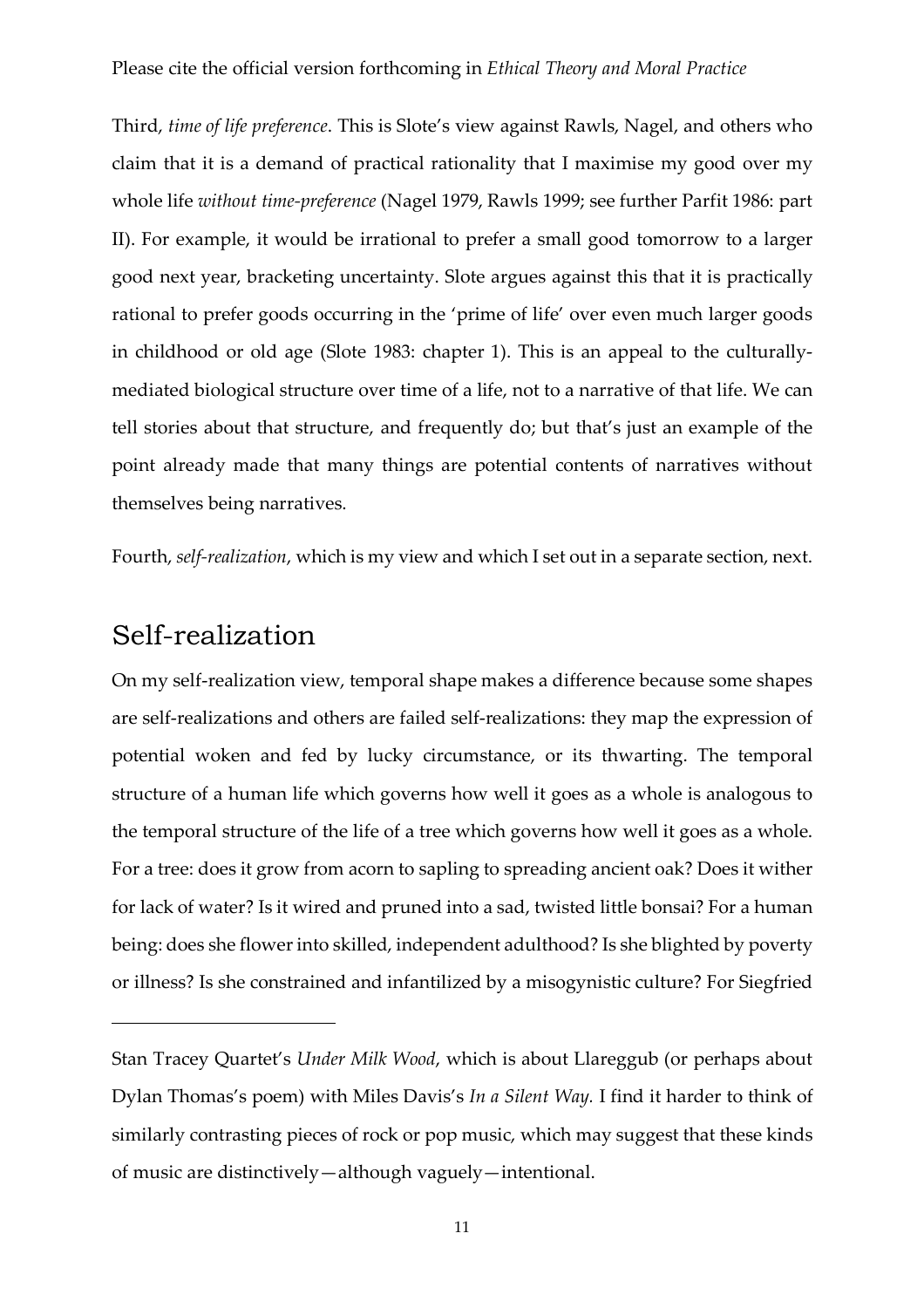Third, *time of life preference*. This is Slote's view against Rawls, Nagel, and others who claim that it is a demand of practical rationality that I maximise my good over my whole life *without time-preference* (Nagel 1979, Rawls 1999; see further Parfit 1986: part II). For example, it would be irrational to prefer a small good tomorrow to a larger good next year, bracketing uncertainty. Slote argues against this that it is practically rational to prefer goods occurring in the 'prime of life' over even much larger goods in childhood or old age (Slote 1983: chapter 1). This is an appeal to the culturally-mediated biological structure over time of a life, not to a narrative of that life. We can tell stories about that structure, and frequently do; but that's just an example of the point already made that many things are potential contents of narratives without themselves being narratives.

Fourth, *self-realization*, which is my view and which I set out in a separate section, next.

## Self-realization

On my self-realization view, temporal shape makes a difference because some shapes are self-realizations and others are failed self-realizations: they map the expression of potential woken and fed by lucky circumstance, or its thwarting. The temporal structure of a human life which governs how well it goes as a whole is analogous to the temporal structure of the life of a tree which governs how well it goes as a whole. For a tree: does it grow from acorn to sapling to spreading ancient oak? Does it wither for lack of water? Is it wired and pruned into a sad, twisted little bonsai? For a human being: does she flower into skilled, independent adulthood? Is she blighted by poverty or illness? Is she constrained and infantilized by a misogynistic culture? For Siegfried

---

Stan Tracey Quartet's *Under Milk Wood*, which is about Llareggub (or perhaps about Dylan Thomas's poem) with Miles Davis's *In a Silent Way.* I find it harder to think of similarly contrasting pieces of rock or pop music, which may suggest that these kinds of music are distinctively—although vaguely—intentional.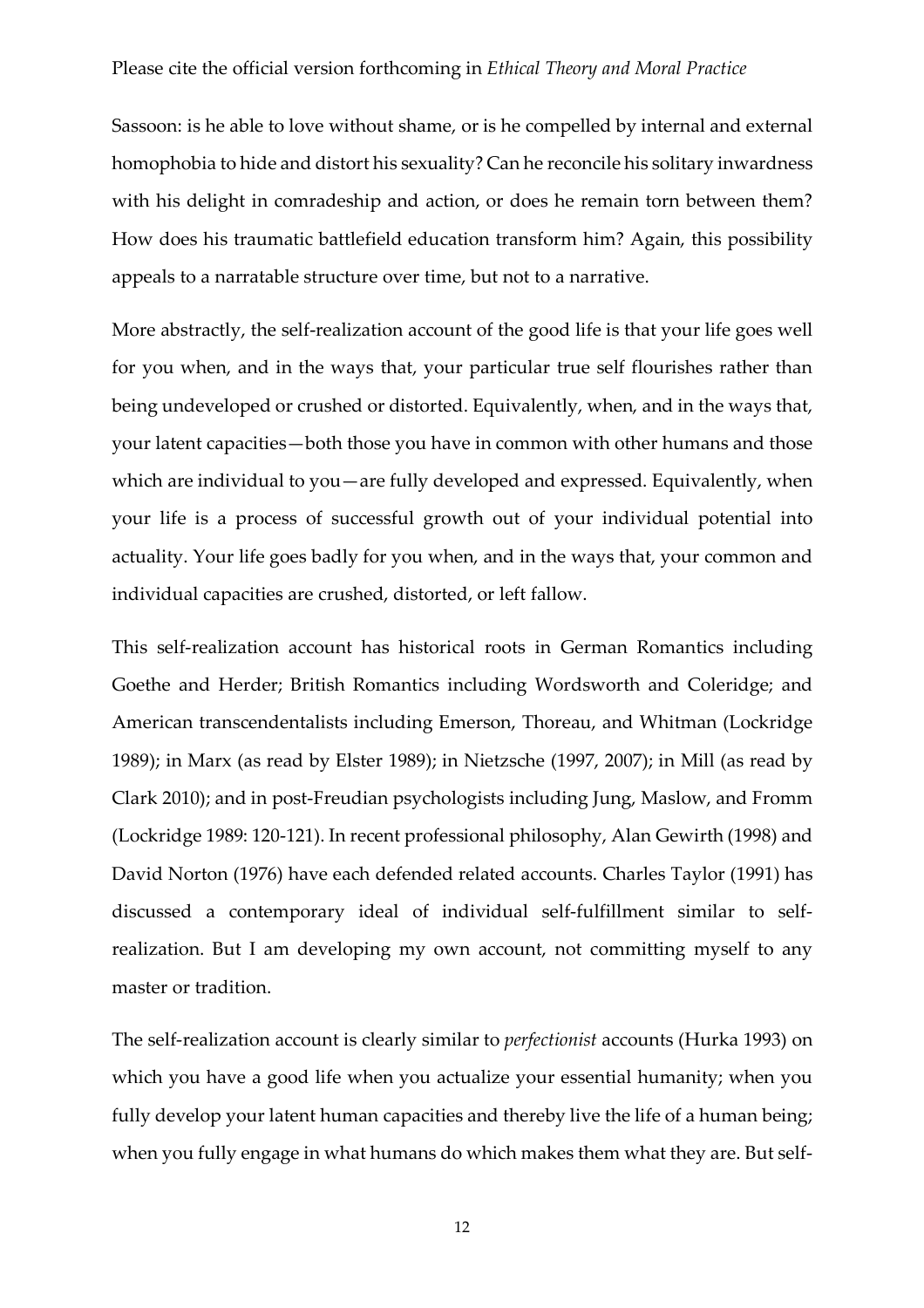Sassoon: is he able to love without shame, or is he compelled by internal and external homophobia to hide and distort his sexuality? Can he reconcile his solitary inwardness with his delight in comradeship and action, or does he remain torn between them? How does his traumatic battlefield education transform him? Again, this possibility appeals to a narratable structure over time, but not to a narrative.

More abstractly, the self-realization account of the good life is that your life goes well for you when, and in the ways that, your particular true self flourishes rather than being undeveloped or crushed or distorted. Equivalently, when, and in the ways that, your latent capacities—both those you have in common with other humans and those which are individual to you—are fully developed and expressed. Equivalently, when your life is a process of successful growth out of your individual potential into actuality. Your life goes badly for you when, and in the ways that, your common and individual capacities are crushed, distorted, or left fallow.

This self-realization account has historical roots in German Romantics including Goethe and Herder; British Romantics including Wordsworth and Coleridge; and American transcendentalists including Emerson, Thoreau, and Whitman (Lockridge 1989); in Marx (as read by Elster 1989); in Nietzsche (1997, 2007); in Mill (as read by Clark 2010); and in post-Freudian psychologists including Jung, Maslow, and Fromm (Lockridge 1989: 120-121). In recent professional philosophy, Alan Gewirth (1998) and David Norton (1976) have each defended related accounts. Charles Taylor (1991) has discussed a contemporary ideal of individual self-fulfillment similar to self-realization. But I am developing my own account, not committing myself to any master or tradition.

The self-realization account is clearly similar to *perfectionist* accounts (Hurka 1993) on which you have a good life when you actualize your essential humanity; when you fully develop your latent human capacities and thereby live the life of a human being; when you fully engage in what humans do which makes them what they are. But self-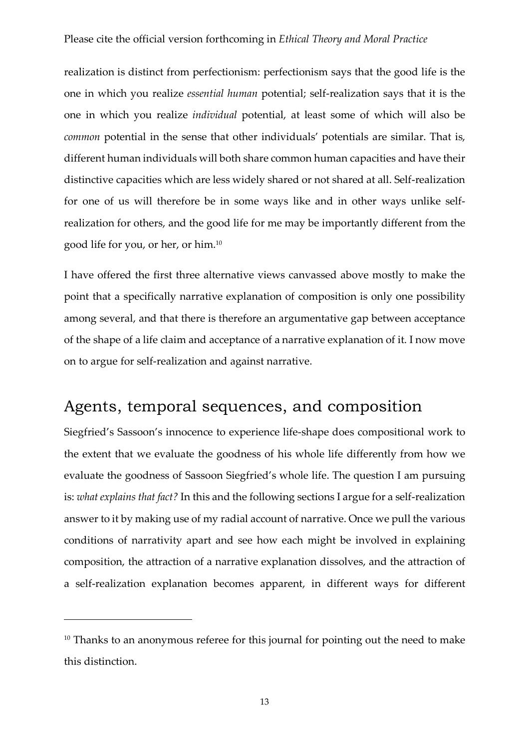realization is distinct from perfectionism: perfectionism says that the good life is the one in which you realize *essential human* potential; self-realization says that it is the one in which you realize *individual* potential, at least some of which will also be *common* potential in the sense that other individuals' potentials are similar. That is, different human individuals will both share common human capacities and have their distinctive capacities which are less widely shared or not shared at all. Self-realization for one of us will therefore be in some ways like and in other ways unlike self-realization for others, and the good life for me may be importantly different from the good life for you, or her, or him.[10]

I have offered the first three alternative views canvassed above mostly to make the point that a specifically narrative explanation of composition is only one possibility among several, and that there is therefore an argumentative gap between acceptance of the shape of a life claim and acceptance of a narrative explanation of it. I now move on to argue for self-realization and against narrative.

## Agents, temporal sequences, and composition

Siegfried's Sassoon's innocence to experience life-shape does compositional work to the extent that we evaluate the goodness of his whole life differently from how we evaluate the goodness of Sassoon Siegfried's whole life. The question I am pursuing is: *what explains that fact?* In this and the following sections I argue for a self-realization answer to it by making use of my radial account of narrative. Once we pull the various conditions of narrativity apart and see how each might be involved in explaining composition, the attraction of a narrative explanation dissolves, and the attraction of a self-realization explanation becomes apparent, in different ways for different

---

[10] Thanks to an anonymous referee for this journal for pointing out the need to make this distinction.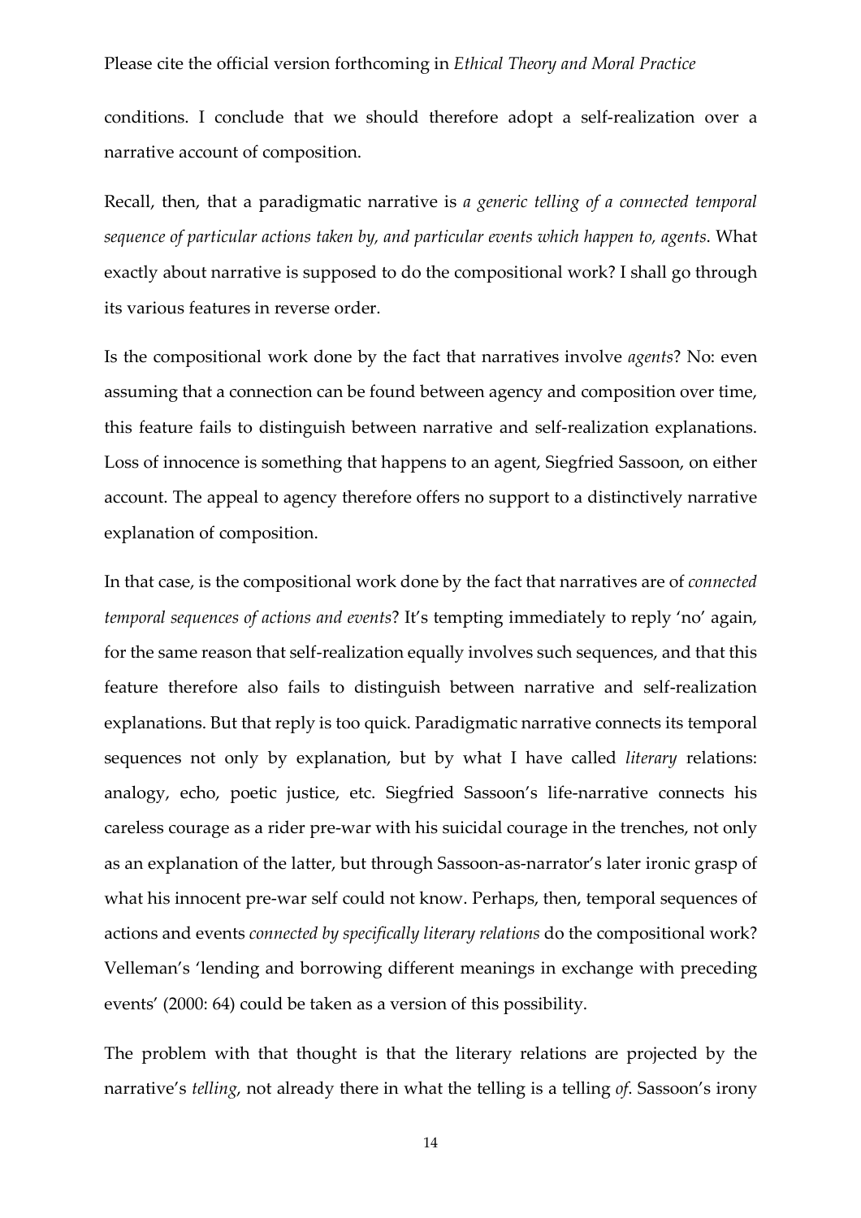conditions. I conclude that we should therefore adopt a self-realization over a narrative account of composition.

Recall, then, that a paradigmatic narrative is *a generic telling of a connected temporal sequence of particular actions taken by, and particular events which happen to, agents*. What exactly about narrative is supposed to do the compositional work? I shall go through its various features in reverse order.

Is the compositional work done by the fact that narratives involve *agents*? No: even assuming that a connection can be found between agency and composition over time, this feature fails to distinguish between narrative and self-realization explanations. Loss of innocence is something that happens to an agent, Siegfried Sassoon, on either account. The appeal to agency therefore offers no support to a distinctively narrative explanation of composition.

In that case, is the compositional work done by the fact that narratives are of *connected temporal sequences of actions and events*? It's tempting immediately to reply 'no' again, for the same reason that self-realization equally involves such sequences, and that this feature therefore also fails to distinguish between narrative and self-realization explanations. But that reply is too quick. Paradigmatic narrative connects its temporal sequences not only by explanation, but by what I have called *literary* relations: analogy, echo, poetic justice, etc. Siegfried Sassoon's life-narrative connects his careless courage as a rider pre-war with his suicidal courage in the trenches, not only as an explanation of the latter, but through Sassoon-as-narrator's later ironic grasp of what his innocent pre-war self could not know. Perhaps, then, temporal sequences of actions and events *connected by specifically literary relations* do the compositional work? Velleman's 'lending and borrowing different meanings in exchange with preceding events' (2000: 64) could be taken as a version of this possibility.

The problem with that thought is that the literary relations are projected by the narrative's *telling*, not already there in what the telling is a telling *of*. Sassoon's irony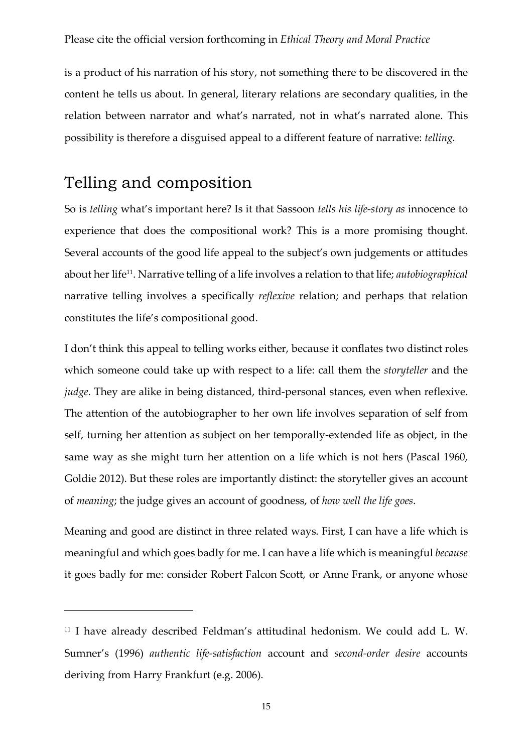is a product of his narration of his story, not something there to be discovered in the content he tells us about. In general, literary relations are secondary qualities, in the relation between narrator and what's narrated, not in what's narrated alone. This possibility is therefore a disguised appeal to a different feature of narrative: *telling.*

## Telling and composition

So is *telling* what's important here? Is it that Sassoon *tells his life-story as* innocence to experience that does the compositional work? This is a more promising thought. Several accounts of the good life appeal to the subject's own judgements or attitudes about her life[11]. Narrative telling of a life involves a relation to that life; *autobiographical* narrative telling involves a specifically *reflexive* relation; and perhaps that relation constitutes the life's compositional good.

I don't think this appeal to telling works either, because it conflates two distinct roles which someone could take up with respect to a life: call them the *storyteller* and the *judge*. They are alike in being distanced, third-personal stances, even when reflexive. The attention of the autobiographer to her own life involves separation of self from self, turning her attention as subject on her temporally-extended life as object, in the same way as she might turn her attention on a life which is not hers (Pascal 1960, Goldie 2012). But these roles are importantly distinct: the storyteller gives an account of *meaning*; the judge gives an account of goodness, of *how well the life goes*.

Meaning and good are distinct in three related ways. First, I can have a life which is meaningful and which goes badly for me. I can have a life which is meaningful *because* it goes badly for me: consider Robert Falcon Scott, or Anne Frank, or anyone whose

[11] I have already described Feldman's attitudinal hedonism. We could add L. W. Sumner's (1996) *authentic life-satisfaction* account and *second-order desire* accounts deriving from Harry Frankfurt (e.g. 2006).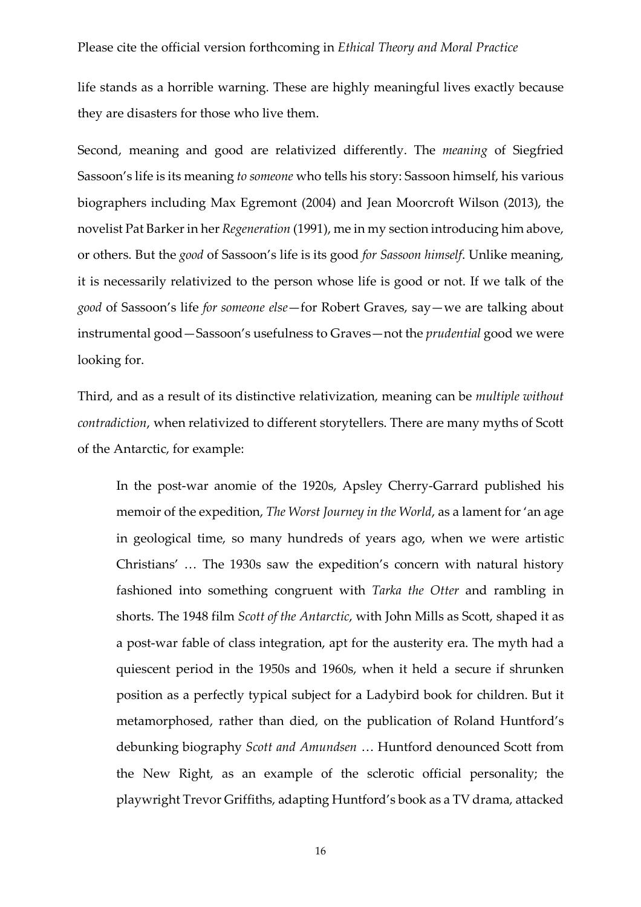life stands as a horrible warning. These are highly meaningful lives exactly because they are disasters for those who live them.

Second, meaning and good are relativized differently. The *meaning* of Siegfried Sassoon's life is its meaning *to someone* who tells his story: Sassoon himself, his various biographers including Max Egremont (2004) and Jean Moorcroft Wilson (2013), the novelist Pat Barker in her *Regeneration* (1991), me in my section introducing him above, or others. But the *good* of Sassoon's life is its good *for Sassoon himself*. Unlike meaning, it is necessarily relativized to the person whose life is good or not. If we talk of the *good* of Sassoon's life *for someone else*—for Robert Graves, say—we are talking about instrumental good—Sassoon's usefulness to Graves—not the *prudential* good we were looking for.

Third, and as a result of its distinctive relativization, meaning can be *multiple without contradiction*, when relativized to different storytellers. There are many myths of Scott of the Antarctic, for example:

> In the post-war anomie of the 1920s, Apsley Cherry-Garrard published his memoir of the expedition, *The Worst Journey in the World*, as a lament for 'an age in geological time, so many hundreds of years ago, when we were artistic Christians' … The 1930s saw the expedition's concern with natural history fashioned into something congruent with *Tarka the Otter* and rambling in shorts. The 1948 film *Scott of the Antarctic*, with John Mills as Scott, shaped it as a post-war fable of class integration, apt for the austerity era. The myth had a quiescent period in the 1950s and 1960s, when it held a secure if shrunken position as a perfectly typical subject for a Ladybird book for children. But it metamorphosed, rather than died, on the publication of Roland Huntford's debunking biography *Scott and Amundsen* … Huntford denounced Scott from the New Right, as an example of the sclerotic official personality; the playwright Trevor Griffiths, adapting Huntford's book as a TV drama, attacked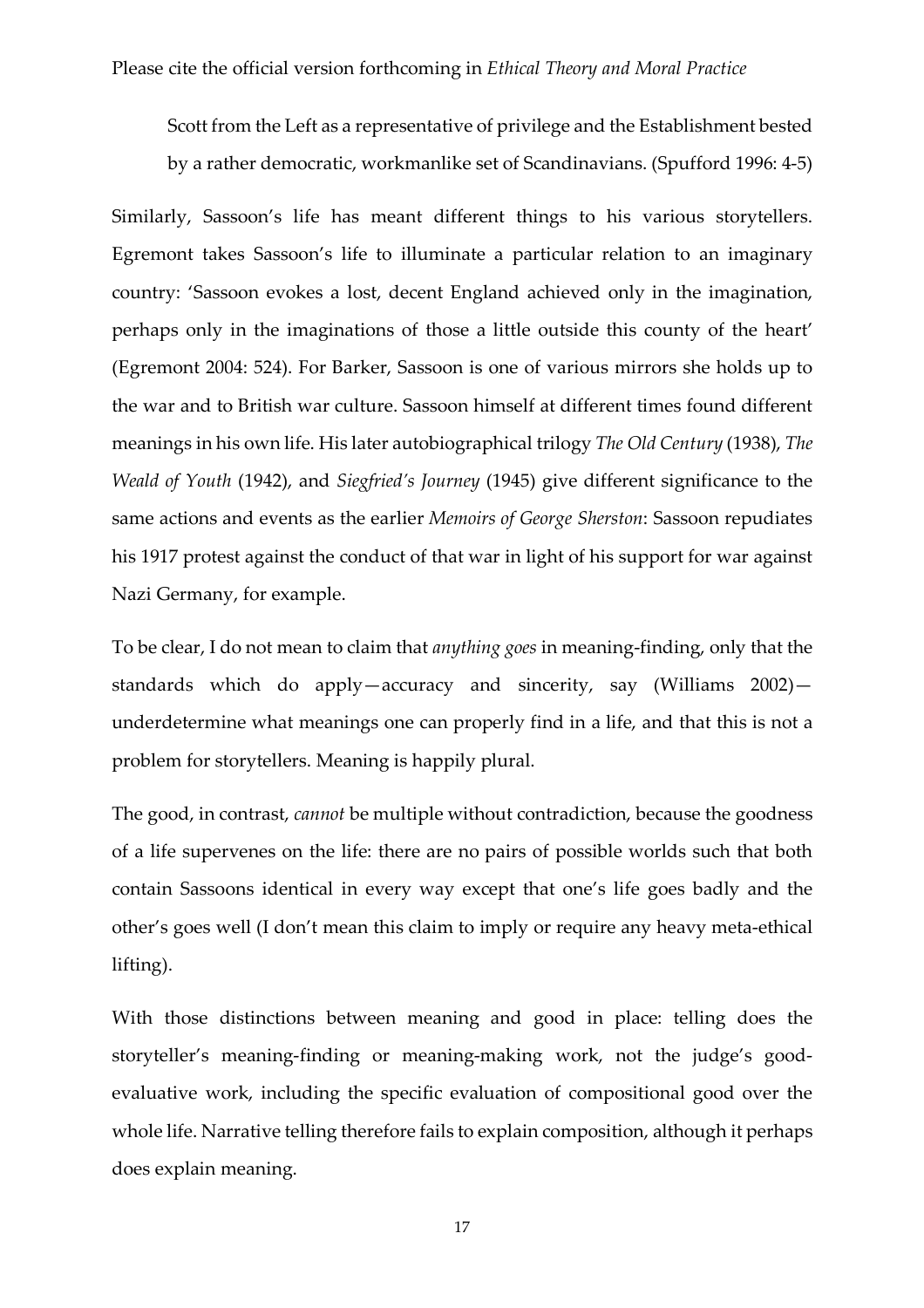Scott from the Left as a representative of privilege and the Establishment bested by a rather democratic, workmanlike set of Scandinavians. (Spufford 1996: 4-5)

Similarly, Sassoon's life has meant different things to his various storytellers. Egremont takes Sassoon's life to illuminate a particular relation to an imaginary country: 'Sassoon evokes a lost, decent England achieved only in the imagination, perhaps only in the imaginations of those a little outside this county of the heart' (Egremont 2004: 524). For Barker, Sassoon is one of various mirrors she holds up to the war and to British war culture. Sassoon himself at different times found different meanings in his own life. His later autobiographical trilogy *The Old Century* (1938), *The Weald of Youth* (1942), and *Siegfried's Journey* (1945) give different significance to the same actions and events as the earlier *Memoirs of George Sherston*: Sassoon repudiates his 1917 protest against the conduct of that war in light of his support for war against Nazi Germany, for example.

To be clear, I do not mean to claim that *anything goes* in meaning-finding, only that the standards which do apply—accuracy and sincerity, say (Williams 2002)—underdetermine what meanings one can properly find in a life, and that this is not a problem for storytellers. Meaning is happily plural.

The good, in contrast, *cannot* be multiple without contradiction, because the goodness of a life supervenes on the life: there are no pairs of possible worlds such that both contain Sassoons identical in every way except that one's life goes badly and the other's goes well (I don't mean this claim to imply or require any heavy meta-ethical lifting).

With those distinctions between meaning and good in place: telling does the storyteller's meaning-finding or meaning-making work, not the judge's good-evaluative work, including the specific evaluation of compositional good over the whole life. Narrative telling therefore fails to explain composition, although it perhaps does explain meaning.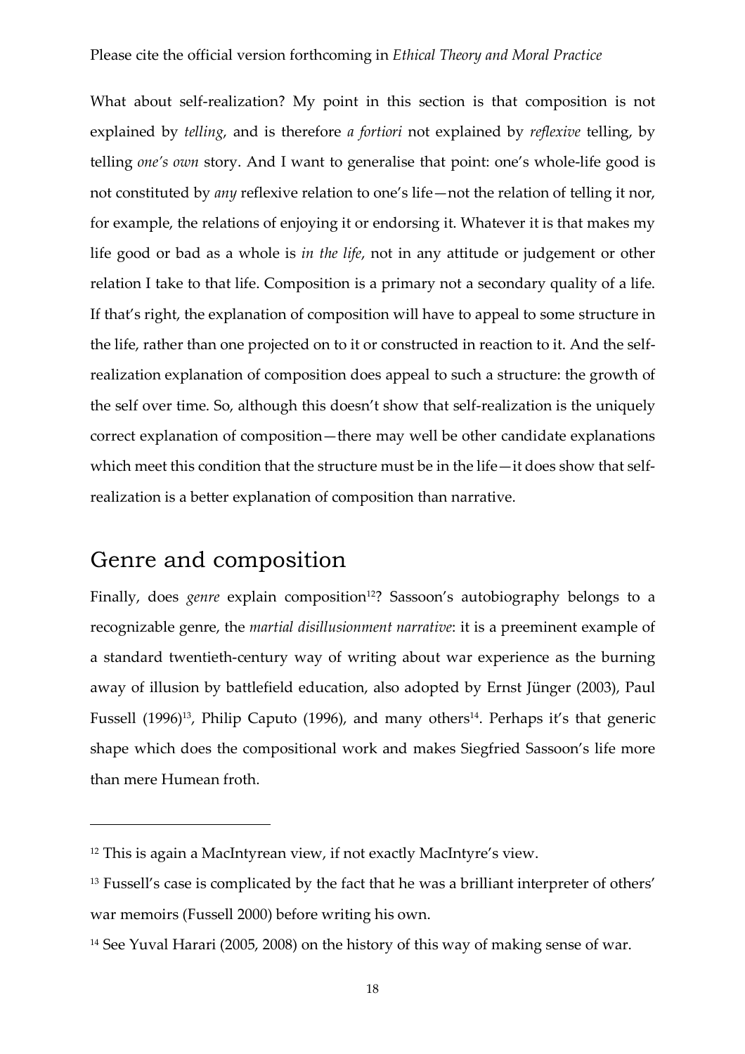What about self-realization? My point in this section is that composition is not explained by *telling*, and is therefore *a fortiori* not explained by *reflexive* telling, by telling *one's own* story. And I want to generalise that point: one's whole-life good is not constituted by *any* reflexive relation to one's life—not the relation of telling it nor, for example, the relations of enjoying it or endorsing it. Whatever it is that makes my life good or bad as a whole is *in the life*, not in any attitude or judgement or other relation I take to that life. Composition is a primary not a secondary quality of a life. If that's right, the explanation of composition will have to appeal to some structure in the life, rather than one projected on to it or constructed in reaction to it. And the self-realization explanation of composition does appeal to such a structure: the growth of the self over time. So, although this doesn't show that self-realization is the uniquely correct explanation of composition—there may well be other candidate explanations which meet this condition that the structure must be in the life—it does show that self-realization is a better explanation of composition than narrative.

## Genre and composition

Finally, does *genre* explain composition[12]? Sassoon's autobiography belongs to a recognizable genre, the *martial disillusionment narrative*: it is a preeminent example of a standard twentieth-century way of writing about war experience as the burning away of illusion by battlefield education, also adopted by Ernst Jünger (2003), Paul Fussell (1996)[13], Philip Caputo (1996), and many others[14]. Perhaps it's that generic shape which does the compositional work and makes Siegfried Sassoon's life more than mere Humean froth.

---

[12] This is again a MacIntyrean view, if not exactly MacIntyre's view.

[13] Fussell's case is complicated by the fact that he was a brilliant interpreter of others' war memoirs (Fussell 2000) before writing his own.

[14] See Yuval Harari (2005, 2008) on the history of this way of making sense of war.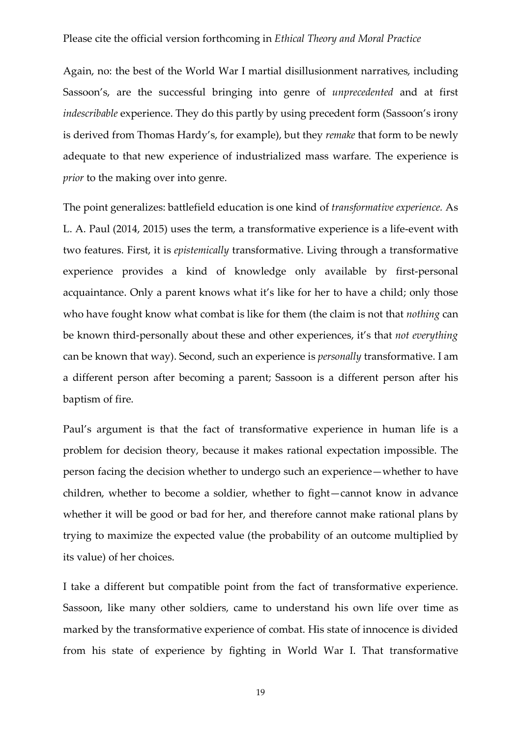Again, no: the best of the World War I martial disillusionment narratives, including Sassoon's, are the successful bringing into genre of *unprecedented* and at first *indescribable* experience. They do this partly by using precedent form (Sassoon's irony is derived from Thomas Hardy's, for example), but they *remake* that form to be newly adequate to that new experience of industrialized mass warfare. The experience is *prior* to the making over into genre.

The point generalizes: battlefield education is one kind of *transformative experience.* As L. A. Paul (2014, 2015) uses the term, a transformative experience is a life-event with two features. First, it is *epistemically* transformative. Living through a transformative experience provides a kind of knowledge only available by first-personal acquaintance. Only a parent knows what it's like for her to have a child; only those who have fought know what combat is like for them (the claim is not that *nothing* can be known third-personally about these and other experiences, it's that *not everything* can be known that way). Second, such an experience is *personally* transformative. I am a different person after becoming a parent; Sassoon is a different person after his baptism of fire.

Paul's argument is that the fact of transformative experience in human life is a problem for decision theory, because it makes rational expectation impossible. The person facing the decision whether to undergo such an experience—whether to have children, whether to become a soldier, whether to fight—cannot know in advance whether it will be good or bad for her, and therefore cannot make rational plans by trying to maximize the expected value (the probability of an outcome multiplied by its value) of her choices.

I take a different but compatible point from the fact of transformative experience. Sassoon, like many other soldiers, came to understand his own life over time as marked by the transformative experience of combat. His state of innocence is divided from his state of experience by fighting in World War I. That transformative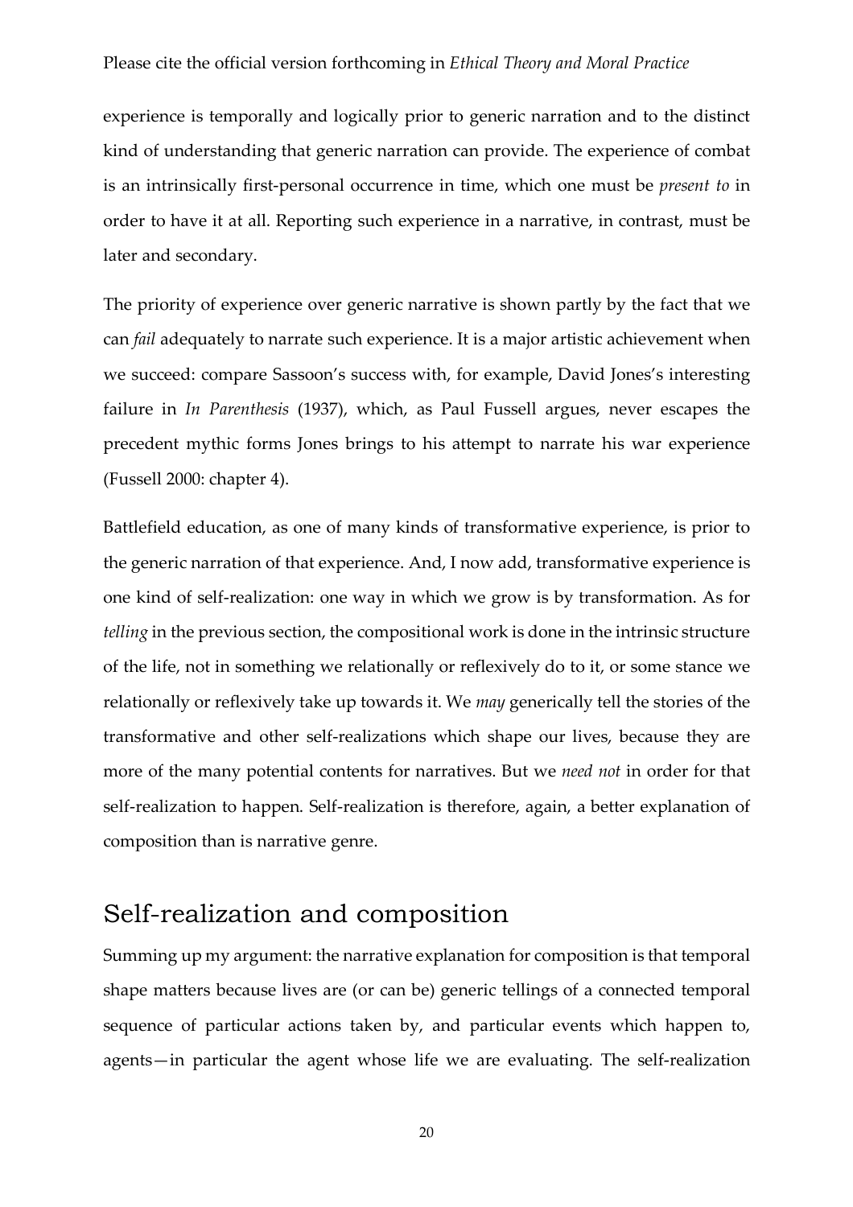experience is temporally and logically prior to generic narration and to the distinct kind of understanding that generic narration can provide. The experience of combat is an intrinsically first-personal occurrence in time, which one must be *present to* in order to have it at all. Reporting such experience in a narrative, in contrast, must be later and secondary.

The priority of experience over generic narrative is shown partly by the fact that we can *fail* adequately to narrate such experience. It is a major artistic achievement when we succeed: compare Sassoon's success with, for example, David Jones's interesting failure in *In Parenthesis* (1937), which, as Paul Fussell argues, never escapes the precedent mythic forms Jones brings to his attempt to narrate his war experience (Fussell 2000: chapter 4).

Battlefield education, as one of many kinds of transformative experience, is prior to the generic narration of that experience. And, I now add, transformative experience is one kind of self-realization: one way in which we grow is by transformation. As for *telling* in the previous section, the compositional work is done in the intrinsic structure of the life, not in something we relationally or reflexively do to it, or some stance we relationally or reflexively take up towards it. We *may* generically tell the stories of the transformative and other self-realizations which shape our lives, because they are more of the many potential contents for narratives. But we *need not* in order for that self-realization to happen. Self-realization is therefore, again, a better explanation of composition than is narrative genre.

## Self-realization and composition

Summing up my argument: the narrative explanation for composition is that temporal shape matters because lives are (or can be) generic tellings of a connected temporal sequence of particular actions taken by, and particular events which happen to, agents—in particular the agent whose life we are evaluating. The self-realization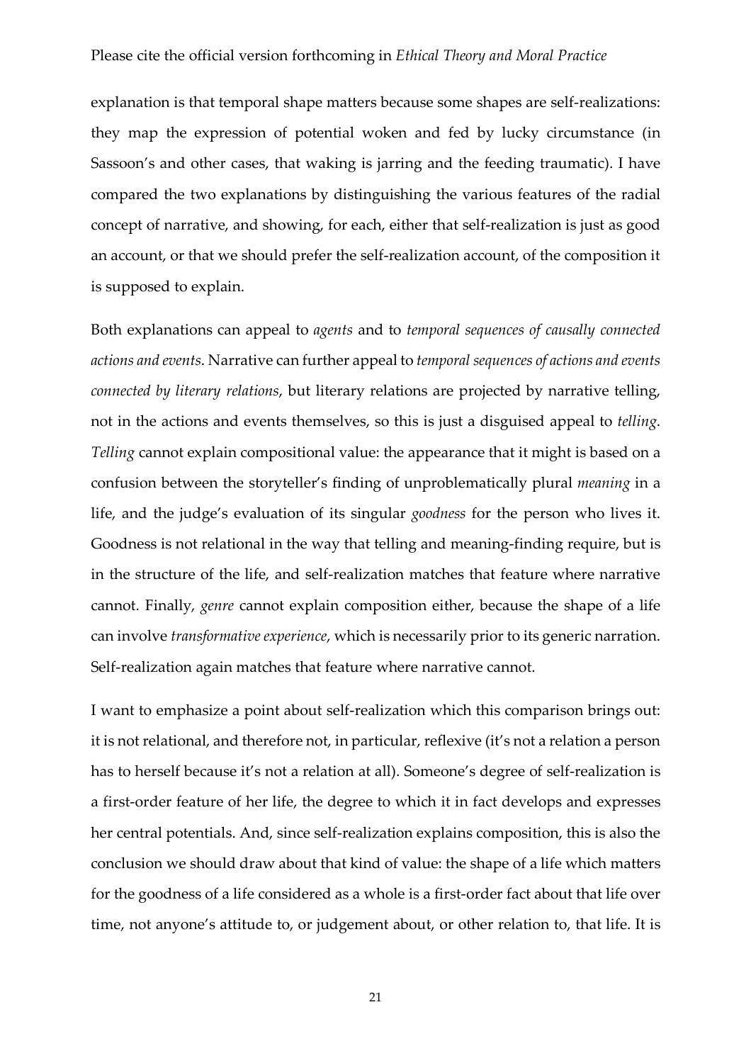explanation is that temporal shape matters because some shapes are self-realizations: they map the expression of potential woken and fed by lucky circumstance (in Sassoon's and other cases, that waking is jarring and the feeding traumatic). I have compared the two explanations by distinguishing the various features of the radial concept of narrative, and showing, for each, either that self-realization is just as good an account, or that we should prefer the self-realization account, of the composition it is supposed to explain.

Both explanations can appeal to *agents* and to *temporal sequences of causally connected actions and events*. Narrative can further appeal to *temporal sequences of actions and events connected by literary relations*, but literary relations are projected by narrative telling, not in the actions and events themselves, so this is just a disguised appeal to *telling*. *Telling* cannot explain compositional value: the appearance that it might is based on a confusion between the storyteller's finding of unproblematically plural *meaning* in a life, and the judge's evaluation of its singular *goodness* for the person who lives it. Goodness is not relational in the way that telling and meaning-finding require, but is in the structure of the life, and self-realization matches that feature where narrative cannot. Finally, *genre* cannot explain composition either, because the shape of a life can involve *transformative experience*, which is necessarily prior to its generic narration. Self-realization again matches that feature where narrative cannot.

I want to emphasize a point about self-realization which this comparison brings out: it is not relational, and therefore not, in particular, reflexive (it's not a relation a person has to herself because it's not a relation at all). Someone's degree of self-realization is a first-order feature of her life, the degree to which it in fact develops and expresses her central potentials. And, since self-realization explains composition, this is also the conclusion we should draw about that kind of value: the shape of a life which matters for the goodness of a life considered as a whole is a first-order fact about that life over time, not anyone's attitude to, or judgement about, or other relation to, that life. It is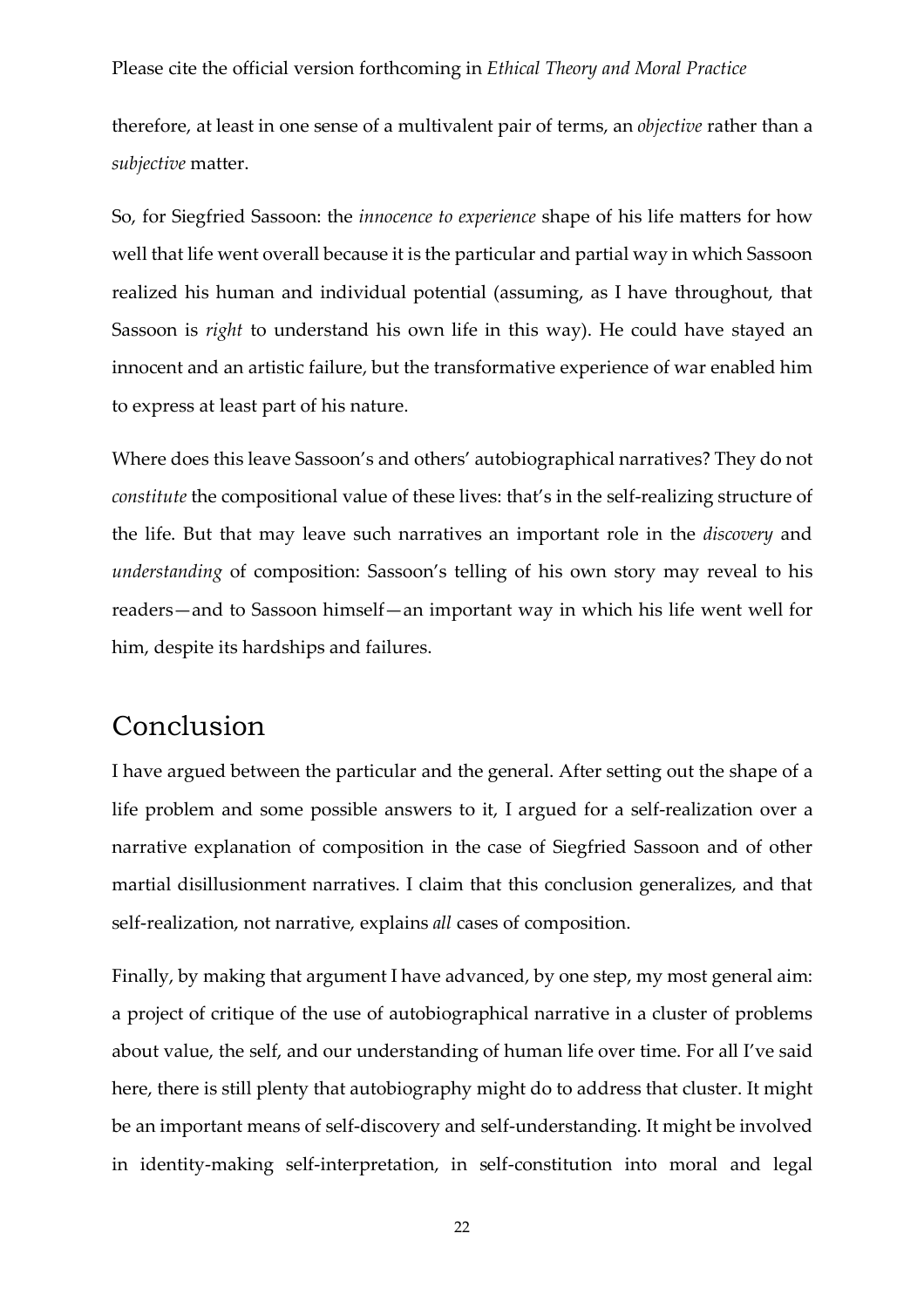therefore, at least in one sense of a multivalent pair of terms, an *objective* rather than a *subjective* matter.

So, for Siegfried Sassoon: the *innocence to experience* shape of his life matters for how well that life went overall because it is the particular and partial way in which Sassoon realized his human and individual potential (assuming, as I have throughout, that Sassoon is *right* to understand his own life in this way). He could have stayed an innocent and an artistic failure, but the transformative experience of war enabled him to express at least part of his nature.

Where does this leave Sassoon's and others' autobiographical narratives? They do not *constitute* the compositional value of these lives: that's in the self-realizing structure of the life. But that may leave such narratives an important role in the *discovery* and *understanding* of composition: Sassoon's telling of his own story may reveal to his readers—and to Sassoon himself—an important way in which his life went well for him, despite its hardships and failures.

# Conclusion

I have argued between the particular and the general. After setting out the shape of a life problem and some possible answers to it, I argued for a self-realization over a narrative explanation of composition in the case of Siegfried Sassoon and of other martial disillusionment narratives. I claim that this conclusion generalizes, and that self-realization, not narrative, explains *all* cases of composition.

Finally, by making that argument I have advanced, by one step, my most general aim: a project of critique of the use of autobiographical narrative in a cluster of problems about value, the self, and our understanding of human life over time. For all I've said here, there is still plenty that autobiography might do to address that cluster. It might be an important means of self-discovery and self-understanding. It might be involved in identity-making self-interpretation, in self-constitution into moral and legal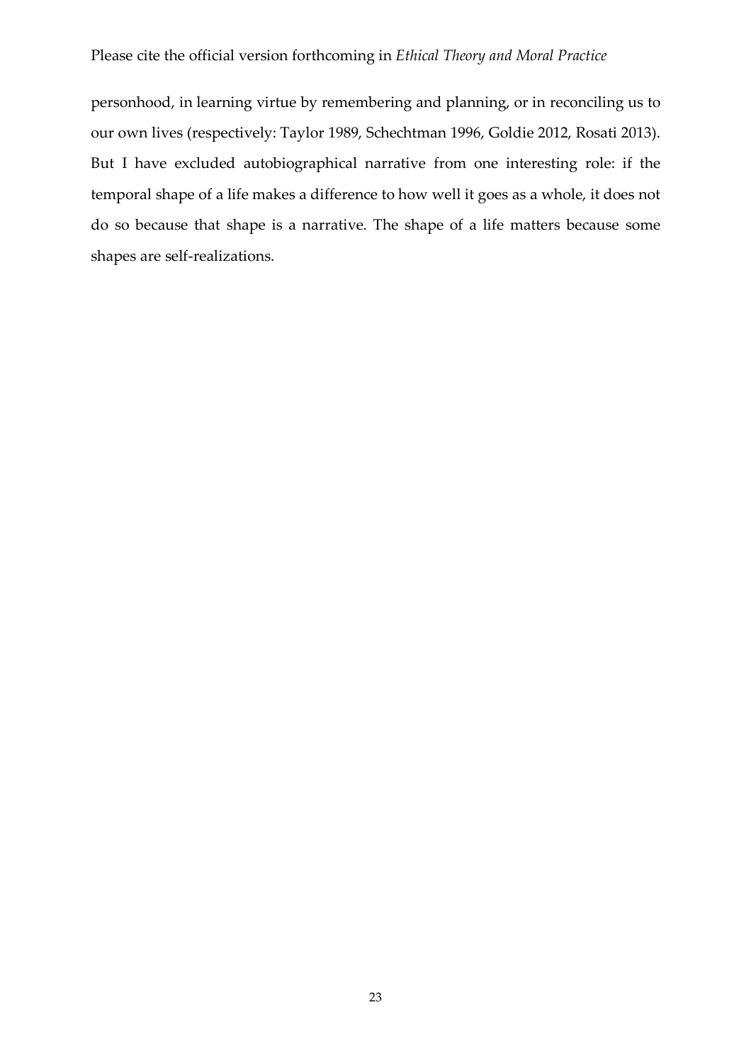personhood, in learning virtue by remembering and planning, or in reconciling us to our own lives (respectively: Taylor 1989, Schechtman 1996, Goldie 2012, Rosati 2013). But I have excluded autobiographical narrative from one interesting role: if the temporal shape of a life makes a difference to how well it goes as a whole, it does not do so because that shape is a narrative. The shape of a life matters because some shapes are self-realizations.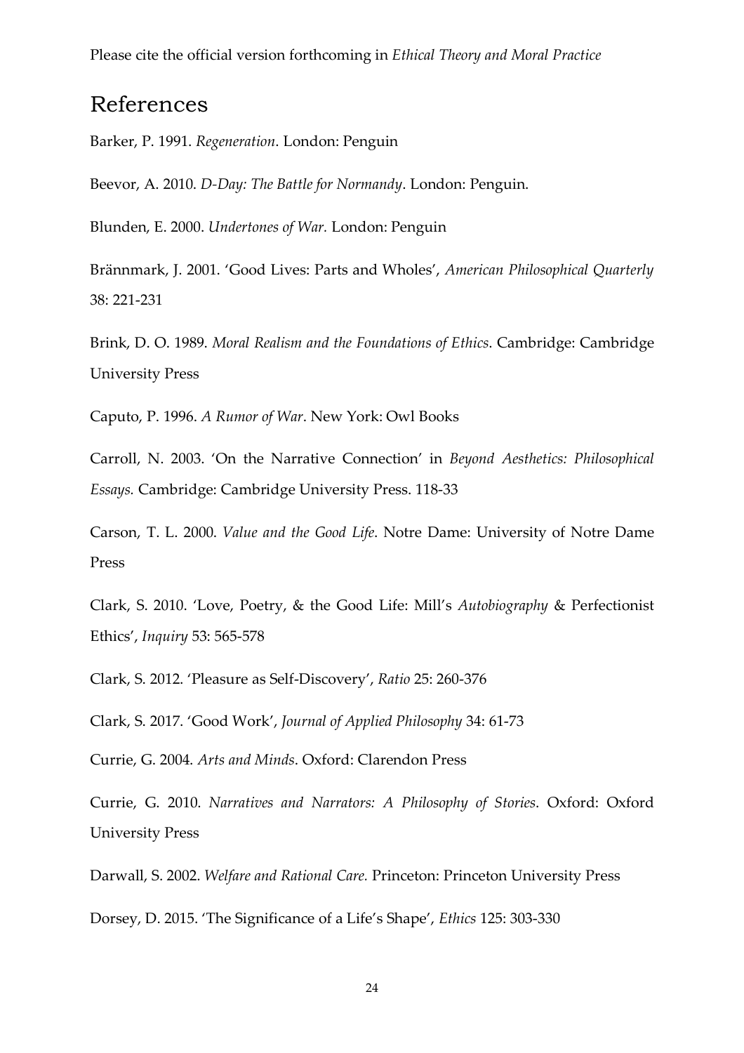Please cite the official version forthcoming in *Ethical Theory and Moral Practice*

## References

Barker, P. 1991. *Regeneration*. London: Penguin

Beevor, A. 2010. *D-Day: The Battle for Normandy*. London: Penguin.

Blunden, E. 2000. *Undertones of War.* London: Penguin

Brännmark, J. 2001. 'Good Lives: Parts and Wholes', *American Philosophical Quarterly* 38: 221-231

Brink, D. O. 1989. *Moral Realism and the Foundations of Ethics*. Cambridge: Cambridge University Press

Caputo, P. 1996. *A Rumor of War*. New York: Owl Books

Carroll, N. 2003. 'On the Narrative Connection' in *Beyond Aesthetics: Philosophical Essays.* Cambridge: Cambridge University Press. 118-33

Carson, T. L. 2000. *Value and the Good Life*. Notre Dame: University of Notre Dame Press

Clark, S. 2010. 'Love, Poetry, & the Good Life: Mill's *Autobiography* & Perfectionist Ethics', *Inquiry* 53: 565-578

Clark, S. 2012. 'Pleasure as Self-Discovery', *Ratio* 25: 260-376

Clark, S. 2017. 'Good Work', *Journal of Applied Philosophy* 34: 61-73

Currie, G. 2004. *Arts and Minds*. Oxford: Clarendon Press

Currie, G. 2010. *Narratives and Narrators: A Philosophy of Stories*. Oxford: Oxford University Press

Darwall, S. 2002. *Welfare and Rational Care.* Princeton: Princeton University Press

Dorsey, D. 2015. 'The Significance of a Life's Shape', *Ethics* 125: 303-330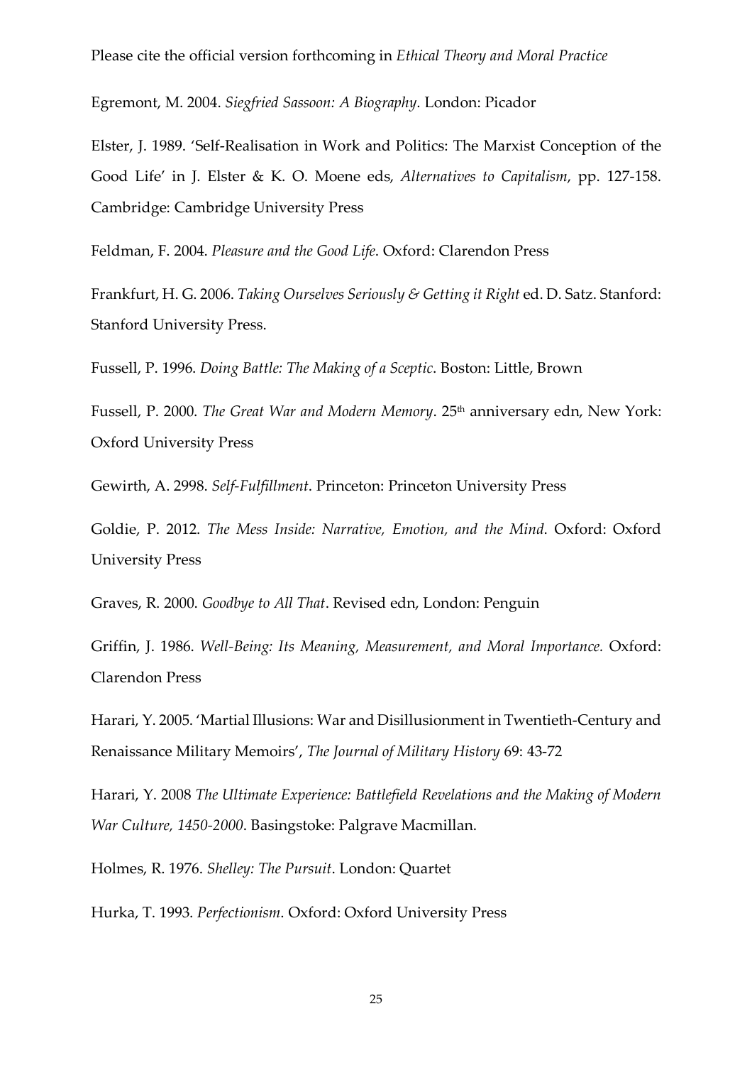Egremont, M. 2004. *Siegfried Sassoon: A Biography*. London: Picador

Elster, J. 1989. 'Self-Realisation in Work and Politics: The Marxist Conception of the Good Life' in J. Elster & K. O. Moene eds, *Alternatives to Capitalism*, pp. 127-158. Cambridge: Cambridge University Press

Feldman, F. 2004. *Pleasure and the Good Life*. Oxford: Clarendon Press

Frankfurt, H. G. 2006. *Taking Ourselves Seriously & Getting it Right* ed. D. Satz. Stanford: Stanford University Press.

Fussell, P. 1996. *Doing Battle: The Making of a Sceptic*. Boston: Little, Brown

Fussell, P. 2000. *The Great War and Modern Memory*. 25th anniversary edn, New York: Oxford University Press

Gewirth, A. 2998. *Self-Fulfillment*. Princeton: Princeton University Press

Goldie, P. 2012. *The Mess Inside: Narrative, Emotion, and the Mind*. Oxford: Oxford University Press

Graves, R. 2000. *Goodbye to All That*. Revised edn, London: Penguin

Griffin, J. 1986. *Well-Being: Its Meaning, Measurement, and Moral Importance.* Oxford: Clarendon Press

Harari, Y. 2005. 'Martial Illusions: War and Disillusionment in Twentieth-Century and Renaissance Military Memoirs', *The Journal of Military History* 69: 43-72

Harari, Y. 2008 *The Ultimate Experience: Battlefield Revelations and the Making of Modern War Culture, 1450-2000*. Basingstoke: Palgrave Macmillan.

Holmes, R. 1976. *Shelley: The Pursuit*. London: Quartet

Hurka, T. 1993. *Perfectionism*. Oxford: Oxford University Press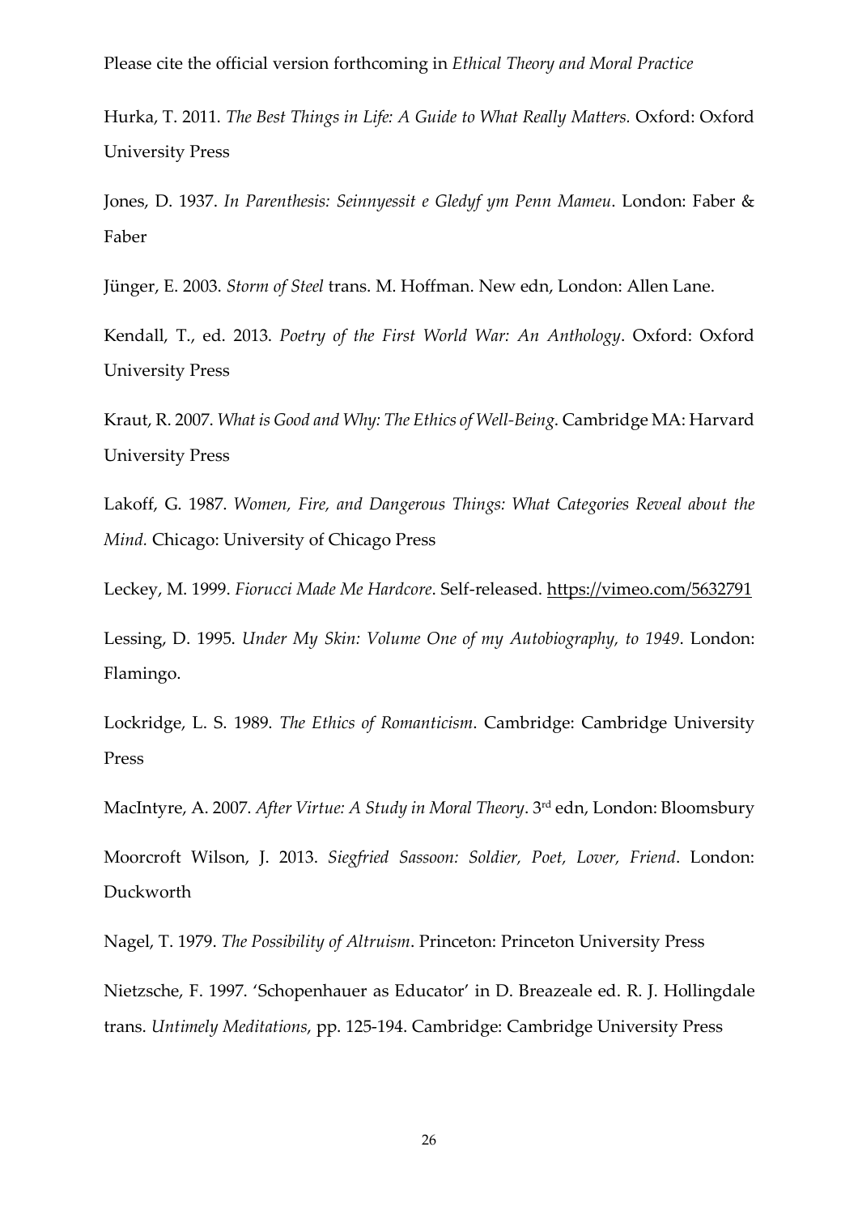Please cite the official version forthcoming in *Ethical Theory and Moral Practice*

Hurka, T. 2011. *The Best Things in Life: A Guide to What Really Matters.* Oxford: Oxford University Press

Jones, D. 1937. *In Parenthesis: Seinnyessit e Gledyf ym Penn Mameu*. London: Faber & Faber

Jünger, E. 2003. *Storm of Steel* trans. M. Hoffman. New edn, London: Allen Lane.

Kendall, T., ed. 2013. *Poetry of the First World War: An Anthology*. Oxford: Oxford University Press

Kraut, R. 2007. *What is Good and Why: The Ethics of Well-Being*. Cambridge MA: Harvard University Press

Lakoff, G. 1987. *Women, Fire, and Dangerous Things: What Categories Reveal about the Mind.* Chicago: University of Chicago Press

Leckey, M. 1999. *Fiorucci Made Me Hardcore*. Self-released. https://vimeo.com/5632791

Lessing, D. 1995. *Under My Skin: Volume One of my Autobiography, to 1949*. London: Flamingo.

Lockridge, L. S. 1989. *The Ethics of Romanticism*. Cambridge: Cambridge University Press

MacIntyre, A. 2007. *After Virtue: A Study in Moral Theory*. 3rd edn, London: Bloomsbury

Moorcroft Wilson, J. 2013. *Siegfried Sassoon: Soldier, Poet, Lover, Friend*. London: Duckworth

Nagel, T. 1979. *The Possibility of Altruism*. Princeton: Princeton University Press

Nietzsche, F. 1997. 'Schopenhauer as Educator' in D. Breazeale ed. R. J. Hollingdale trans. *Untimely Meditations*, pp. 125-194. Cambridge: Cambridge University Press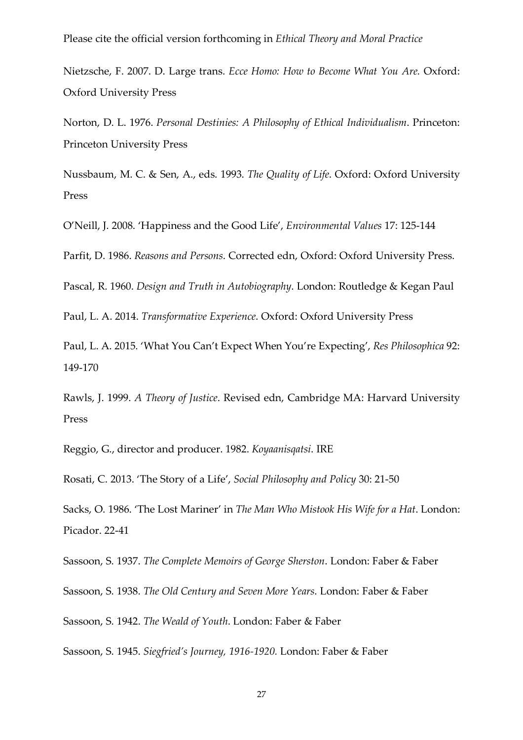Nietzsche, F. 2007. D. Large trans. *Ecce Homo: How to Become What You Are.* Oxford: Oxford University Press

Norton, D. L. 1976. *Personal Destinies: A Philosophy of Ethical Individualism*. Princeton: Princeton University Press

Nussbaum, M. C. & Sen, A., eds. 1993. *The Quality of Life*. Oxford: Oxford University Press

O'Neill, J. 2008. 'Happiness and the Good Life', *Environmental Values* 17: 125-144

Parfit, D. 1986. *Reasons and Persons*. Corrected edn, Oxford: Oxford University Press.

Pascal, R. 1960. *Design and Truth in Autobiography*. London: Routledge & Kegan Paul

Paul, L. A. 2014. *Transformative Experience*. Oxford: Oxford University Press

Paul, L. A. 2015. 'What You Can't Expect When You're Expecting', *Res Philosophica* 92: 149-170

Rawls, J. 1999. *A Theory of Justice*. Revised edn, Cambridge MA: Harvard University Press

Reggio, G., director and producer. 1982. *Koyaanisqatsi*. IRE

Rosati, C. 2013. 'The Story of a Life', *Social Philosophy and Policy* 30: 21-50

Sacks, O. 1986. 'The Lost Mariner' in *The Man Who Mistook His Wife for a Hat*. London: Picador. 22-41

Sassoon, S. 1937. *The Complete Memoirs of George Sherston*. London: Faber & Faber

Sassoon, S. 1938. *The Old Century and Seven More Years*. London: Faber & Faber

Sassoon, S. 1942. *The Weald of Youth*. London: Faber & Faber

Sassoon, S. 1945. *Siegfried's Journey, 1916-1920.* London: Faber & Faber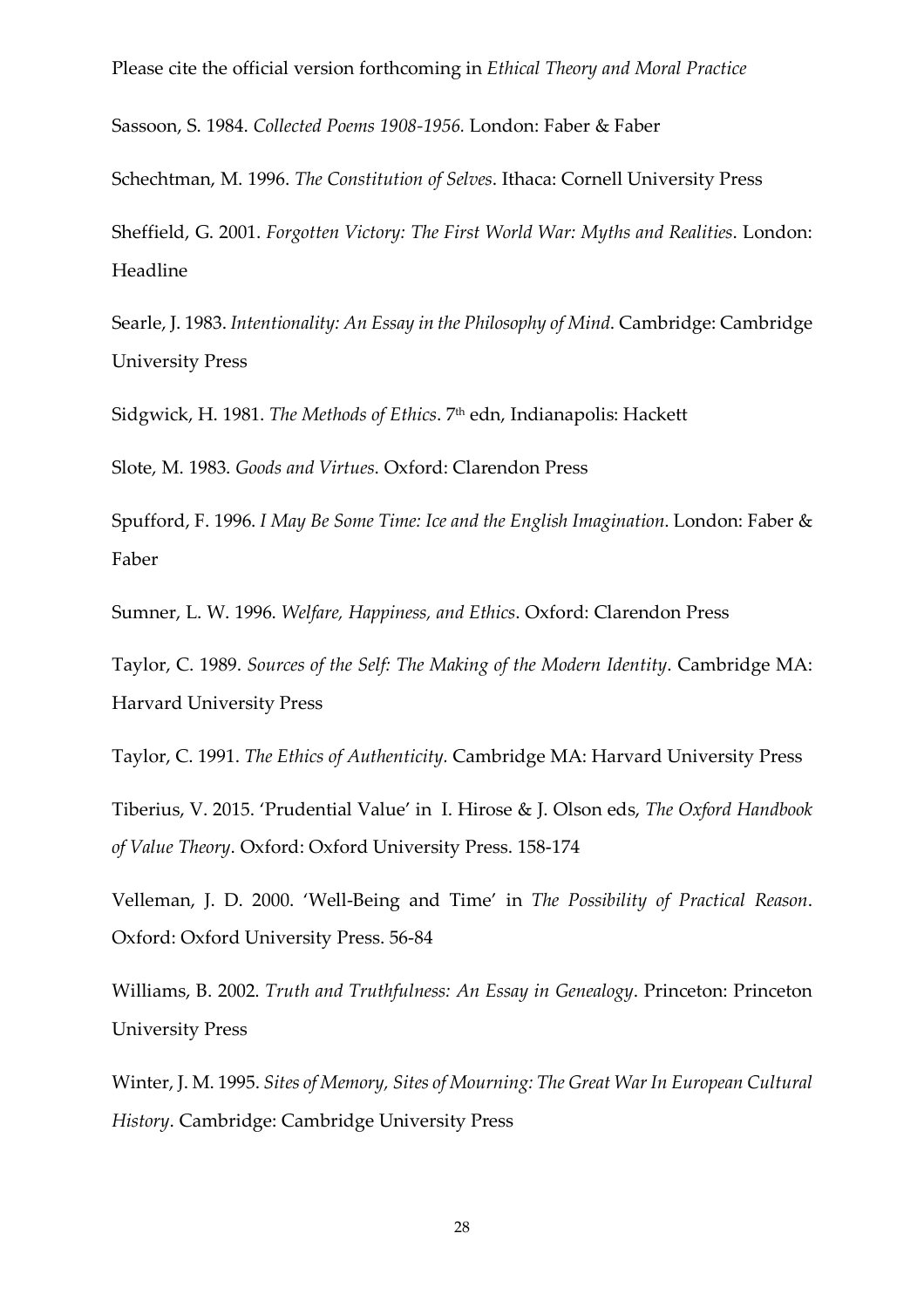Please cite the official version forthcoming in *Ethical Theory and Moral Practice*

Sassoon, S. 1984. *Collected Poems 1908-1956.* London: Faber & Faber

Schechtman, M. 1996. *The Constitution of Selves*. Ithaca: Cornell University Press

Sheffield, G. 2001. *Forgotten Victory: The First World War: Myths and Realities*. London: Headline

Searle, J. 1983. *Intentionality: An Essay in the Philosophy of Mind*. Cambridge: Cambridge University Press

Sidgwick, H. 1981. *The Methods of Ethics*. 7th edn, Indianapolis: Hackett

Slote, M. 1983. *Goods and Virtues*. Oxford: Clarendon Press

Spufford, F. 1996. *I May Be Some Time: Ice and the English Imagination*. London: Faber & Faber

Sumner, L. W. 1996. *Welfare, Happiness, and Ethics*. Oxford: Clarendon Press

Taylor, C. 1989. *Sources of the Self: The Making of the Modern Identity*. Cambridge MA: Harvard University Press

Taylor, C. 1991. *The Ethics of Authenticity.* Cambridge MA: Harvard University Press

Tiberius, V. 2015. 'Prudential Value' in I. Hirose & J. Olson eds, *The Oxford Handbook of Value Theory*. Oxford: Oxford University Press. 158-174

Velleman, J. D. 2000. 'Well-Being and Time' in *The Possibility of Practical Reason*. Oxford: Oxford University Press. 56-84

Williams, B. 2002. *Truth and Truthfulness: An Essay in Genealogy*. Princeton: Princeton University Press

Winter, J. M. 1995. *Sites of Memory, Sites of Mourning: The Great War In European Cultural History*. Cambridge: Cambridge University Press